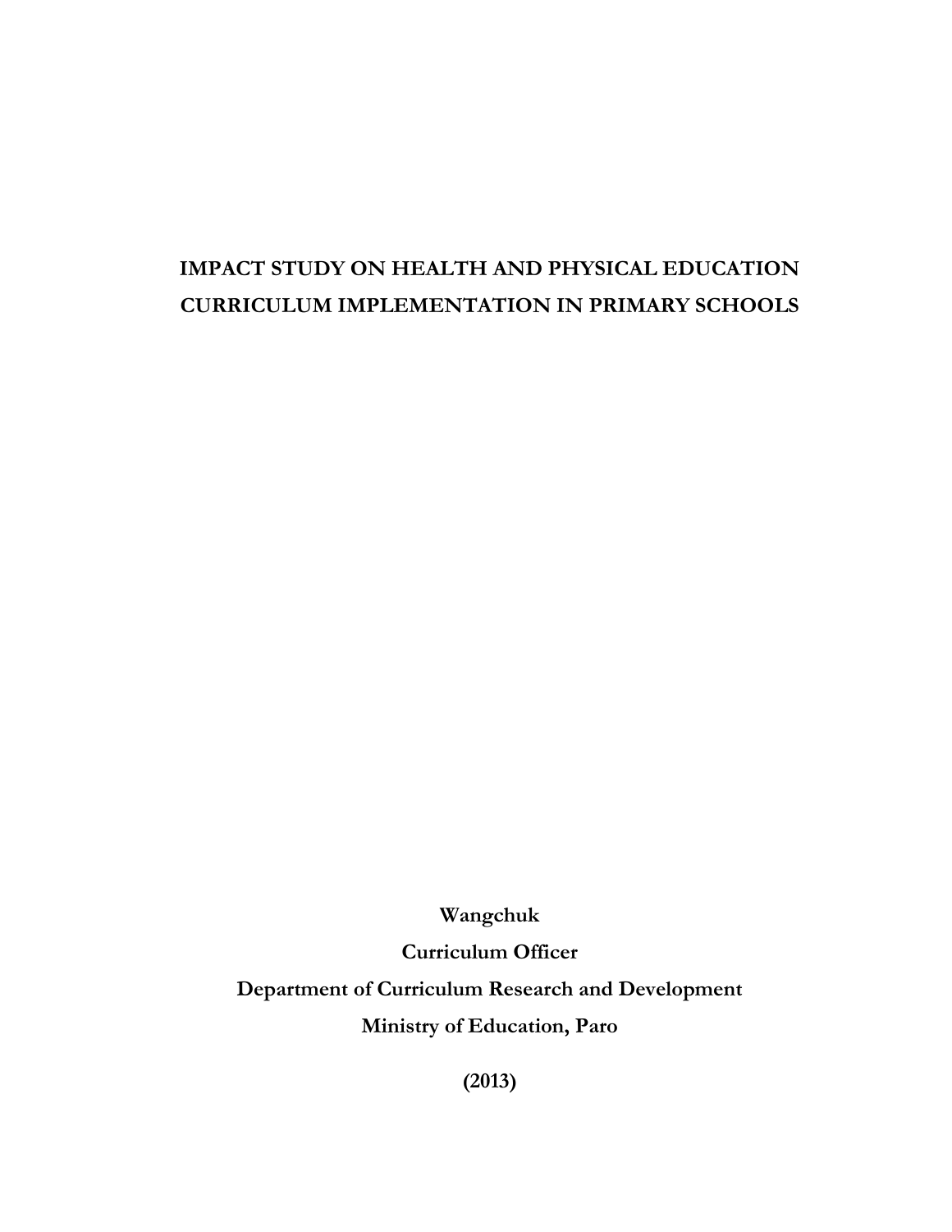# IMPACT STUDY ON HEALTH AND PHYSICAL EDUCATION CURRICULUM IMPLEMENTATION IN PRIMARY SCHOOLS

**Wangchuk**

**Curriculum Officer**

**Department of Curriculum Research and Development**

**Ministry of Education, Paro**

**(2013)**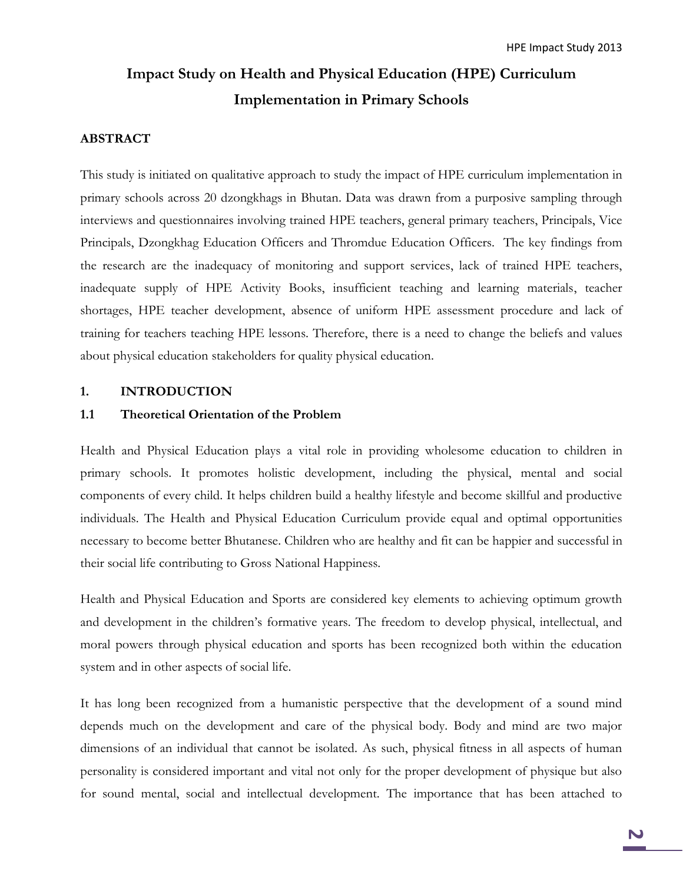# Impact Study on Health and Physical Education (HPE) Curriculum Implementation in Primary Schools

## ABSTRACT

This study is initiated on qualitative approach to study the impact of HPE curriculum implementation in primary schools across 20 dzongkhags in Bhutan. Data was drawn from a purposive sampling through interviews and questionnaires involving trained HPE teachers, general primary teachers, Principals, Vice Principals, Dzongkhag Education Officers and Thromdue Education Officers. The key findings from the research are the inadequacy of monitoring and support services, lack of trained HPE teachers, inadequate supply of HPE Activity Books, insufficient teaching and learning materials, teacher shortages, HPE teacher development, absence of uniform HPE assessment procedure and lack of training for teachers teaching HPE lessons. Therefore, there is a need to change the beliefs and values about physical education stakeholders for quality physical education.

## 1. INTRODUCTION

### 1.1 Theoretical Orientation of the Problem

Health and Physical Education plays a vital role in providing wholesome education to children in primary schools. It promotes holistic development, including the physical, mental and social components of every child. It helps children build a healthy lifestyle and become skillful and productive individuals. The Health and Physical Education Curriculum provide equal and optimal opportunities necessary to become better Bhutanese. Children who are healthy and fit can be happier and successful in their social life contributing to Gross National Happiness.

Health and Physical Education and Sports are considered key elements to achieving optimum growth and development in the children's formative years. The freedom to develop physical, intellectual, and moral powers through physical education and sports has been recognized both within the education system and in other aspects of social life.

It has long been recognized from a humanistic perspective that the development of a sound mind depends much on the development and care of the physical body. Body and mind are two major dimensions of an individual that cannot be isolated. As such, physical fitness in all aspects of human personality is considered important and vital not only for the proper development of physique but also for sound mental, social and intellectual development. The importance that has been attached to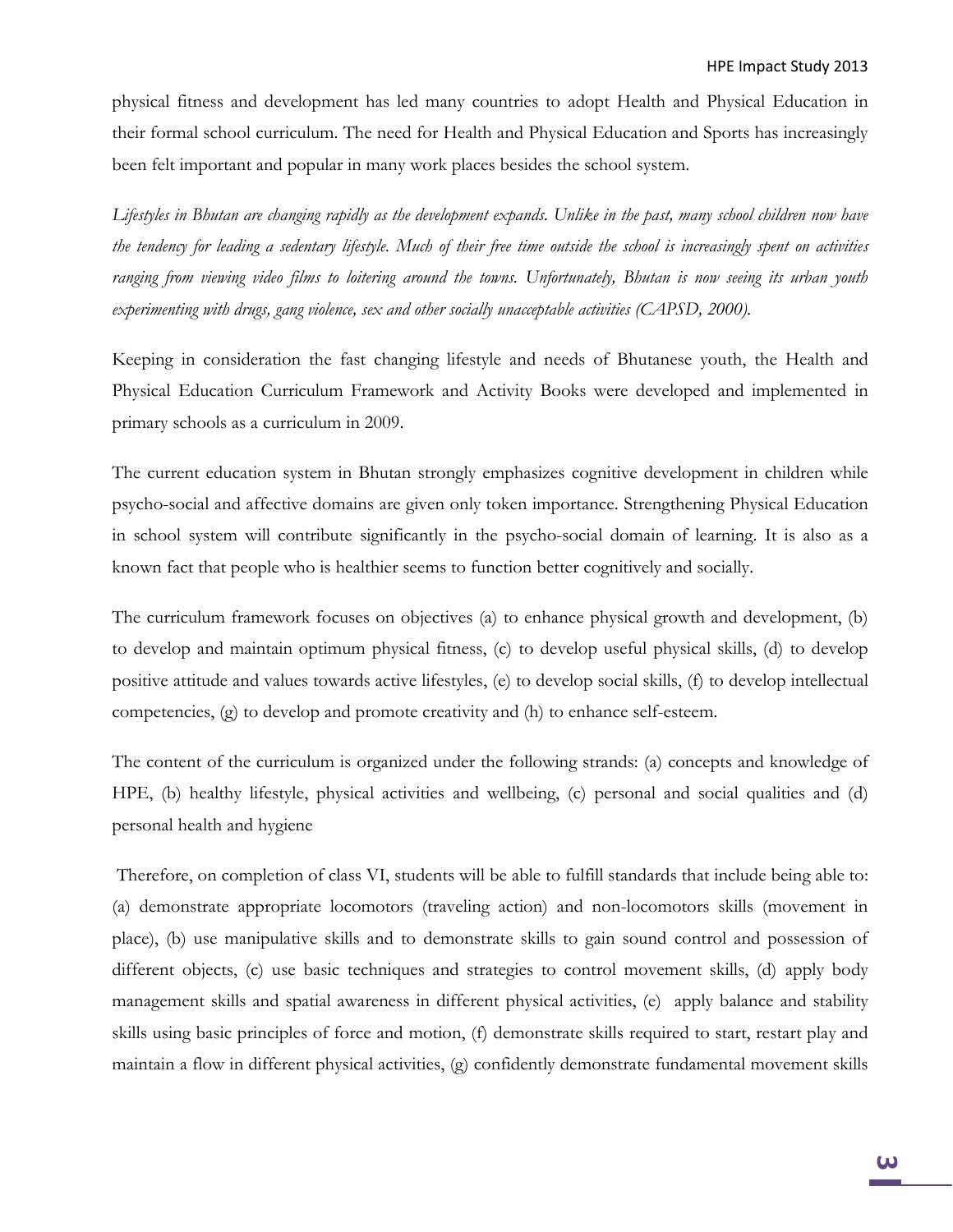physical fitness and development has led many countries to adopt Health and Physical Education in their formal school curriculum. The need for Health and Physical Education and Sports has increasingly been felt important and popular in many work places besides the school system.

*Lifestyles in Bhutan are changing rapidly as the development expands. Unlike in the past, many school children now have the tendency for leading a sedentary lifestyle. Much of their free time outside the school is increasingly spent on activities ranging from viewing video films to loitering around the towns. Unfortunately, Bhutan is now seeing its urban youth experimenting with drugs, gang violence, sex and other socially unacceptable activities (CAPSD, 2000).*

Keeping in consideration the fast changing lifestyle and needs of Bhutanese youth, the Health and Physical Education Curriculum Framework and Activity Books were developed and implemented in primary schools as a curriculum in 2009.

The current education system in Bhutan strongly emphasizes cognitive development in children while psycho-social and affective domains are given only token importance. Strengthening Physical Education in school system will contribute significantly in the psycho-social domain of learning. It is also as a known fact that people who is healthier seems to function better cognitively and socially.

The curriculum framework focuses on objectives (a) to enhance physical growth and development, (b) to develop and maintain optimum physical fitness, (c) to develop useful physical skills, (d) to develop positive attitude and values towards active lifestyles, (e) to develop social skills, (f) to develop intellectual competencies, (g) to develop and promote creativity and (h) to enhance self-esteem.

The content of the curriculum is organized under the following strands: (a) concepts and knowledge of HPE, (b) healthy lifestyle, physical activities and wellbeing, (c) personal and social qualities and (d) personal health and hygiene

Therefore, on completion of class VI, students will be able to fulfill standards that include being able to: (a) demonstrate appropriate locomotors (traveling action) and non-locomotors skills (movement in place), (b) use manipulative skills and to demonstrate skills to gain sound control and possession of different objects, (c) use basic techniques and strategies to control movement skills, (d) apply body management skills and spatial awareness in different physical activities, (e) apply balance and stability skills using basic principles of force and motion, (f) demonstrate skills required to start, restart play and maintain a flow in different physical activities, (g) confidently demonstrate fundamental movement skills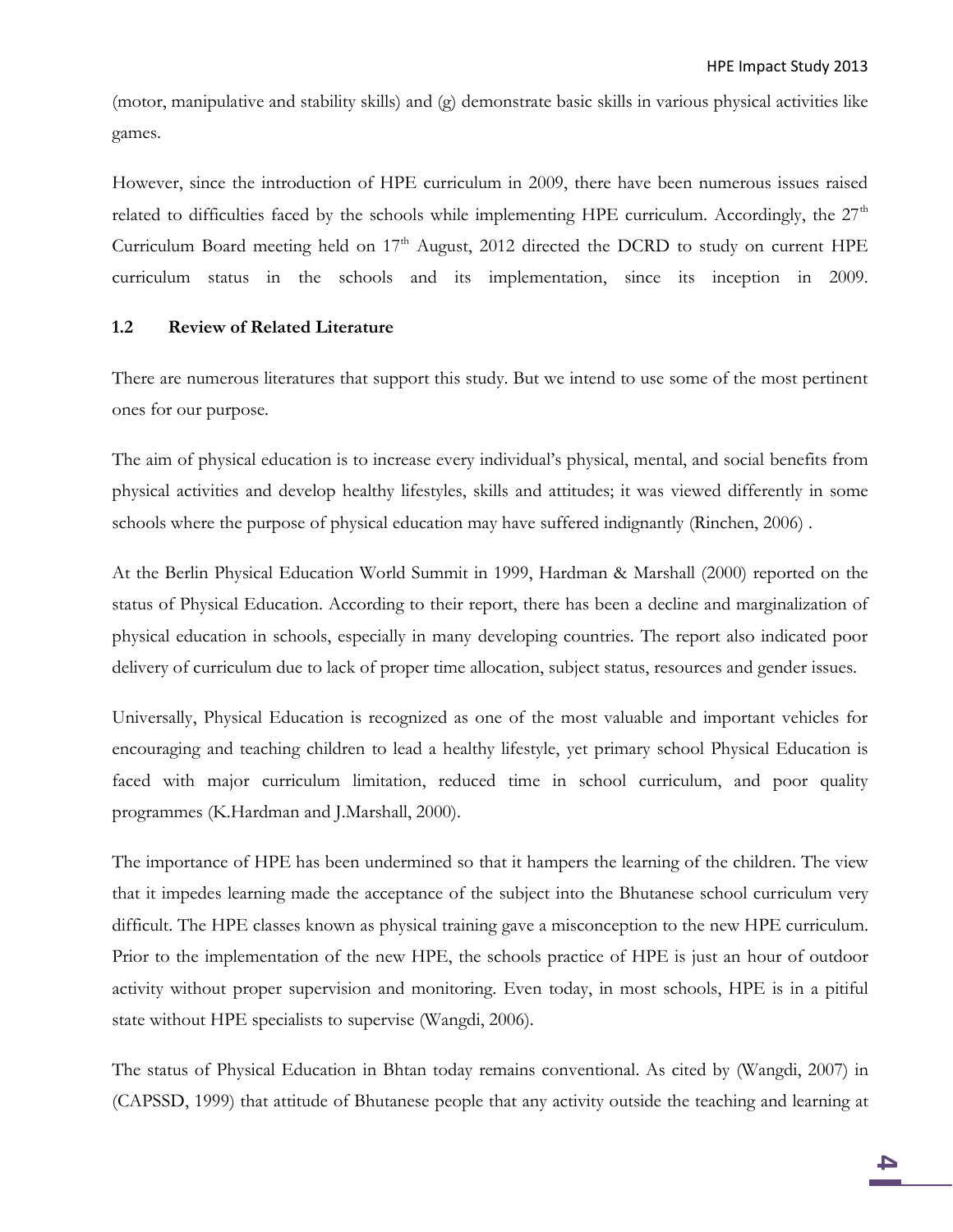(motor, manipulative and stability skills) and (g) demonstrate basic skills in various physical activities like games.

However, since the introduction of HPE curriculum in 2009, there have been numerous issues raised related to difficulties faced by the schools while implementing HPE curriculum. Accordingly, the 27th Curriculum Board meeting held on 17th August, 2012 directed the DCRD to study on current HPE curriculum status in the schools and its implementation, since its inception in 2009.

## 1.2 Review of Related Literature

There are numerous literatures that support this study. But we intend to use some of the most pertinent ones for our purpose.

The aim of physical education is to increase every individual's physical, mental, and social benefits from physical activities and develop healthy lifestyles, skills and attitudes; it was viewed differently in some schools where the purpose of physical education may have suffered indignantly (Rinchen, 2006) .

At the Berlin Physical Education World Summit in 1999, Hardman & Marshall (2000) reported on the status of Physical Education. According to their report, there has been a decline and marginalization of physical education in schools, especially in many developing countries. The report also indicated poor delivery of curriculum due to lack of proper time allocation, subject status, resources and gender issues.

Universally, Physical Education is recognized as one of the most valuable and important vehicles for encouraging and teaching children to lead a healthy lifestyle, yet primary school Physical Education is faced with major curriculum limitation, reduced time in school curriculum, and poor quality programmes (K.Hardman and J.Marshall, 2000).

The importance of HPE has been undermined so that it hampers the learning of the children. The view that it impedes learning made the acceptance of the subject into the Bhutanese school curriculum very difficult. The HPE classes known as physical training gave a misconception to the new HPE curriculum. Prior to the implementation of the new HPE, the schools practice of HPE is just an hour of outdoor activity without proper supervision and monitoring. Even today, in most schools, HPE is in a pitiful state without HPE specialists to supervise (Wangdi, 2006).

The status of Physical Education in Bhtan today remains conventional. As cited by (Wangdi, 2007) in (CAPSSD, 1999) that attitude of Bhutanese people that any activity outside the teaching and learning at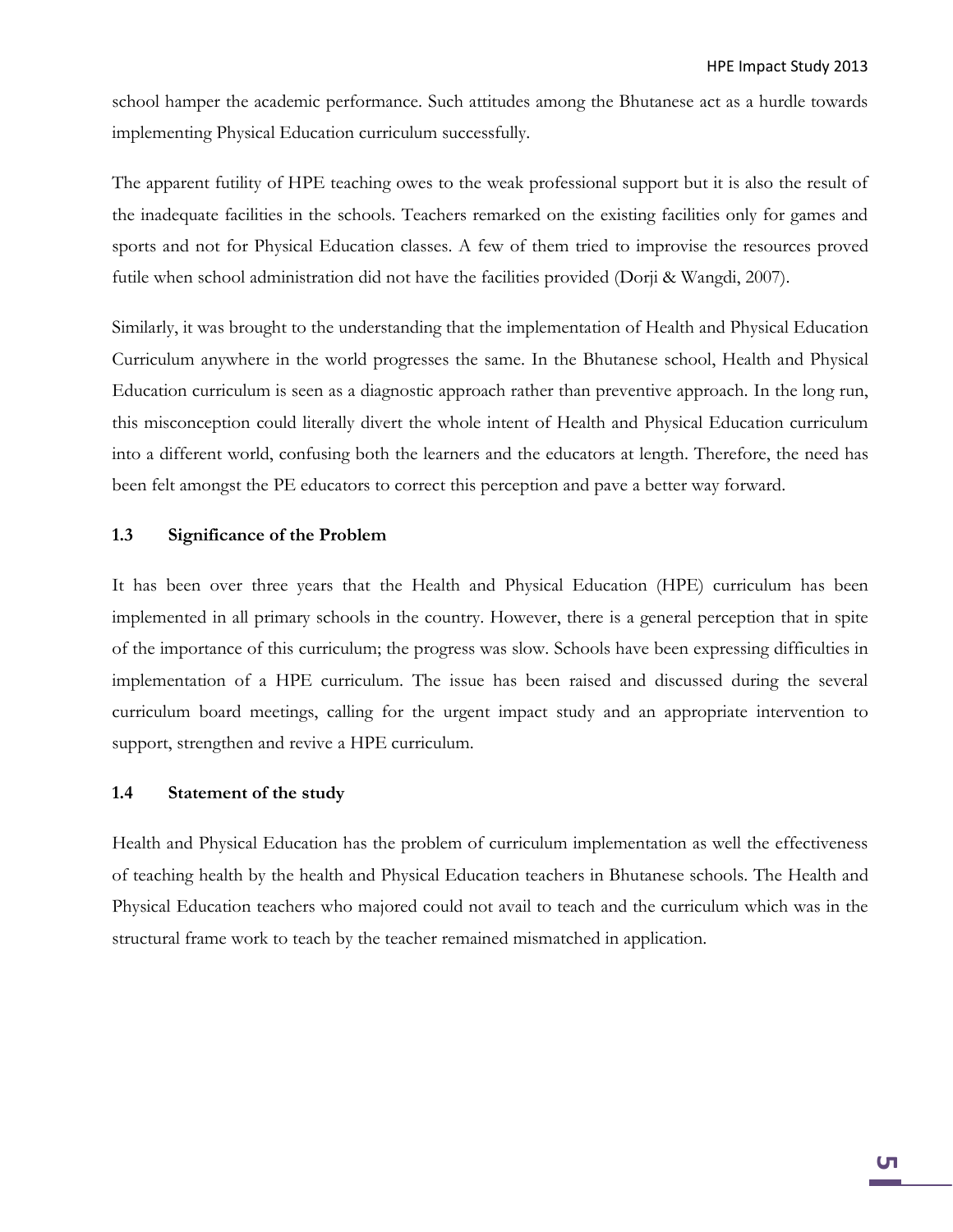school hamper the academic performance. Such attitudes among the Bhutanese act as a hurdle towards implementing Physical Education curriculum successfully.

The apparent futility of HPE teaching owes to the weak professional support but it is also the result of the inadequate facilities in the schools. Teachers remarked on the existing facilities only for games and sports and not for Physical Education classes. A few of them tried to improvise the resources proved futile when school administration did not have the facilities provided (Dorji & Wangdi, 2007).

Similarly, it was brought to the understanding that the implementation of Health and Physical Education Curriculum anywhere in the world progresses the same. In the Bhutanese school, Health and Physical Education curriculum is seen as a diagnostic approach rather than preventive approach. In the long run, this misconception could literally divert the whole intent of Health and Physical Education curriculum into a different world, confusing both the learners and the educators at length. Therefore, the need has been felt amongst the PE educators to correct this perception and pave a better way forward.

### 1.3 Significance of the Problem

It has been over three years that the Health and Physical Education (HPE) curriculum has been implemented in all primary schools in the country. However, there is a general perception that in spite of the importance of this curriculum; the progress was slow. Schools have been expressing difficulties in implementation of a HPE curriculum. The issue has been raised and discussed during the several curriculum board meetings, calling for the urgent impact study and an appropriate intervention to support, strengthen and revive a HPE curriculum.

### 1.4 Statement of the study

Health and Physical Education has the problem of curriculum implementation as well the effectiveness of teaching health by the health and Physical Education teachers in Bhutanese schools. The Health and Physical Education teachers who majored could not avail to teach and the curriculum which was in the structural frame work to teach by the teacher remained mismatched in application.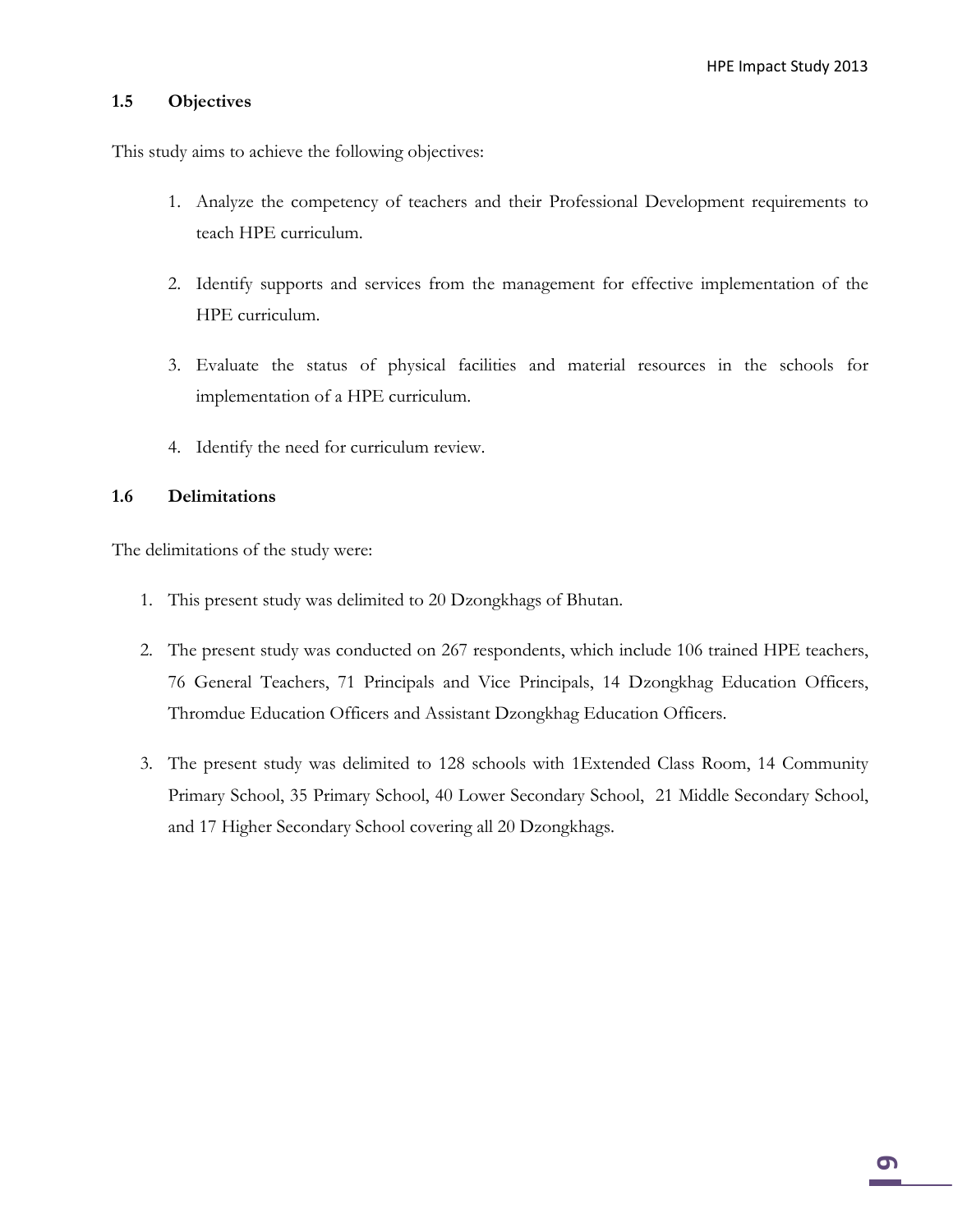## 1.5 Objectives

This study aims to achieve the following objectives:

1. Analyze the competency of teachers and their Professional Development requirements to teach HPE curriculum.

2. Identify supports and services from the management for effective implementation of the HPE curriculum.

3. Evaluate the status of physical facilities and material resources in the schools for implementation of a HPE curriculum.

4. Identify the need for curriculum review.

## 1.6 Delimitations

The delimitations of the study were:

1. This present study was delimited to 20 Dzongkhags of Bhutan.

2. The present study was conducted on 267 respondents, which include 106 trained HPE teachers, 76 General Teachers, 71 Principals and Vice Principals, 14 Dzongkhag Education Officers, Thromdue Education Officers and Assistant Dzongkhag Education Officers.

3. The present study was delimited to 128 schools with 1Extended Class Room, 14 Community Primary School, 35 Primary School, 40 Lower Secondary School, 21 Middle Secondary School, and 17 Higher Secondary School covering all 20 Dzongkhags.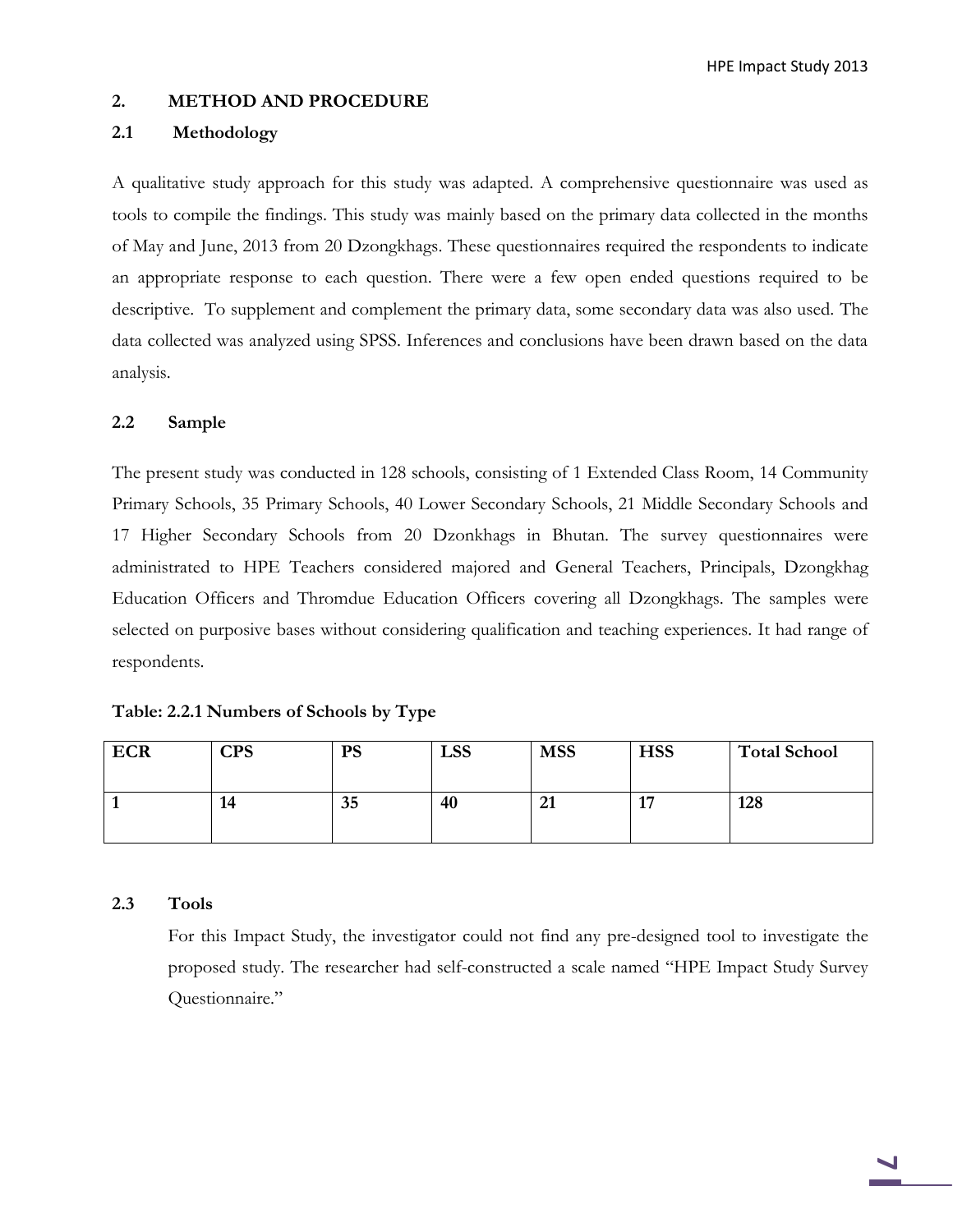## 2. METHOD AND PROCEDURE

### 2.1 Methodology

A qualitative study approach for this study was adapted. A comprehensive questionnaire was used as tools to compile the findings. This study was mainly based on the primary data collected in the months of May and June, 2013 from 20 Dzongkhags. These questionnaires required the respondents to indicate an appropriate response to each question. There were a few open ended questions required to be descriptive. To supplement and complement the primary data, some secondary data was also used. The data collected was analyzed using SPSS. Inferences and conclusions have been drawn based on the data analysis.

### 2.2 Sample

The present study was conducted in 128 schools, consisting of 1 Extended Class Room, 14 Community Primary Schools, 35 Primary Schools, 40 Lower Secondary Schools, 21 Middle Secondary Schools and 17 Higher Secondary Schools from 20 Dzonkhags in Bhutan. The survey questionnaires were administrated to HPE Teachers considered majored and General Teachers, Principals, Dzongkhag Education Officers and Thromdue Education Officers covering all Dzongkhags. The samples were selected on purposive bases without considering qualification and teaching experiences. It had range of respondents.

**Table: 2.2.1 Numbers of Schools by Type**

| ECR | CPS | PS | LSS | MSS | HSS | Total School |
|---|---|---|---|---|---|---|
| 1 | 14 | 35 | 40 | 21 | 17 | 128 |

### 2.3 Tools

For this Impact Study, the investigator could not find any pre-designed tool to investigate the proposed study. The researcher had self-constructed a scale named "HPE Impact Study Survey Questionnaire."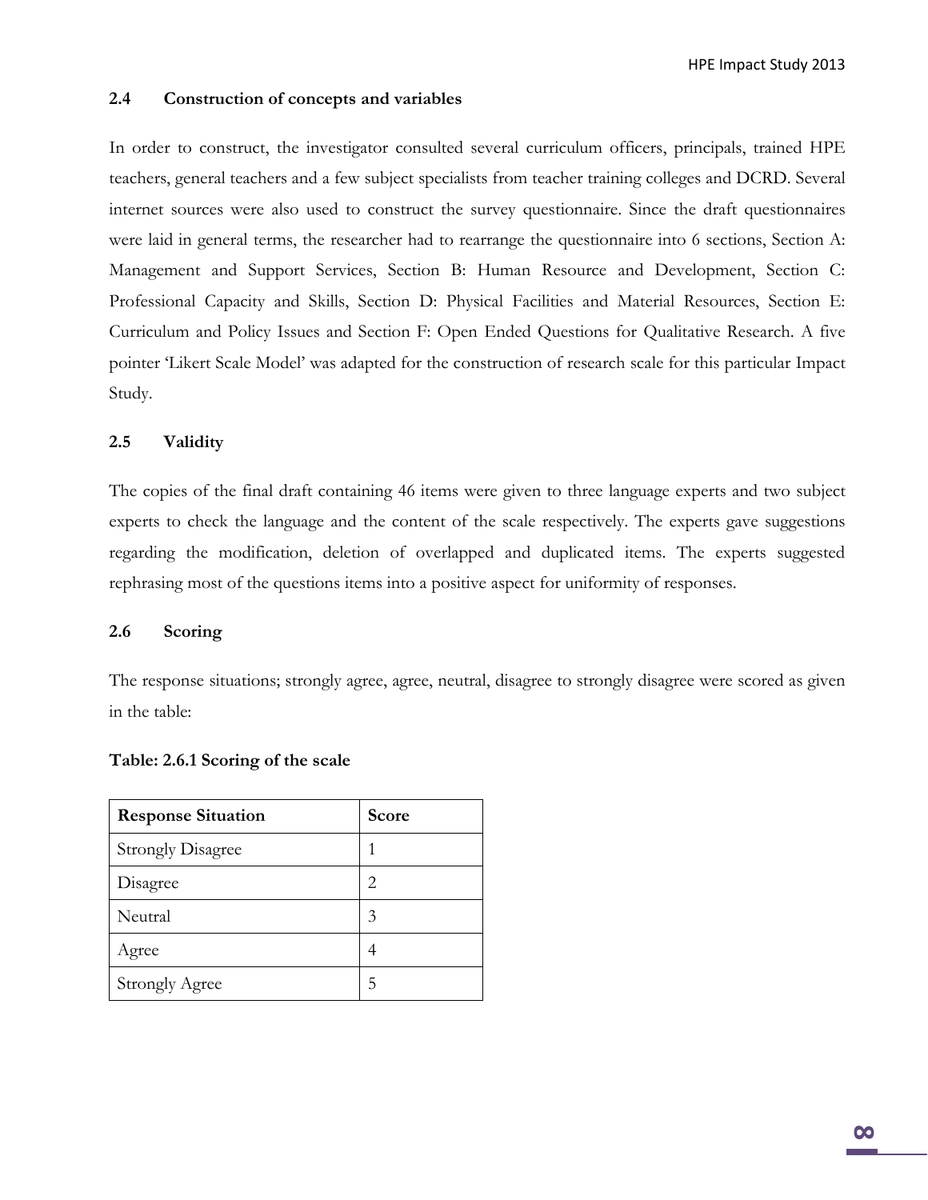### 2.4 Construction of concepts and variables

In order to construct, the investigator consulted several curriculum officers, principals, trained HPE teachers, general teachers and a few subject specialists from teacher training colleges and DCRD. Several internet sources were also used to construct the survey questionnaire. Since the draft questionnaires were laid in general terms, the researcher had to rearrange the questionnaire into 6 sections, Section A: Management and Support Services, Section B: Human Resource and Development, Section C: Professional Capacity and Skills, Section D: Physical Facilities and Material Resources, Section E: Curriculum and Policy Issues and Section F: Open Ended Questions for Qualitative Research. A five pointer 'Likert Scale Model' was adapted for the construction of research scale for this particular Impact Study.

### 2.5 Validity

The copies of the final draft containing 46 items were given to three language experts and two subject experts to check the language and the content of the scale respectively. The experts gave suggestions regarding the modification, deletion of overlapped and duplicated items. The experts suggested rephrasing most of the questions items into a positive aspect for uniformity of responses.

### 2.6 Scoring

The response situations; strongly agree, agree, neutral, disagree to strongly disagree were scored as given in the table:

**Table: 2.6.1 Scoring of the scale**

| Response Situation | Score |
|---|---|
| Strongly Disagree | 1 |
| Disagree | 2 |
| Neutral | 3 |
| Agree | 4 |
| Strongly Agree | 5 |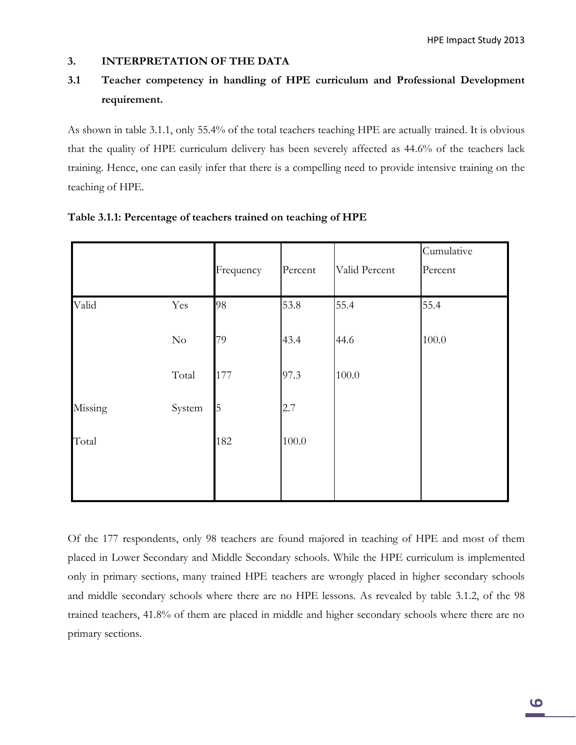## 3. INTERPRETATION OF THE DATA

### 3.1 Teacher competency in handling of HPE curriculum and Professional Development requirement.

As shown in table 3.1.1, only 55.4% of the total teachers teaching HPE are actually trained. It is obvious that the quality of HPE curriculum delivery has been severely affected as 44.6% of the teachers lack training. Hence, one can easily infer that there is a compelling need to provide intensive training on the teaching of HPE.

**Table 3.1.1: Percentage of teachers trained on teaching of HPE**

| | | Frequency | Percent | Valid Percent | Cumulative Percent |
|---|---|---|---|---|---|
| Valid | Yes | 98 | 53.8 | 55.4 | 55.4 |
| | No | 79 | 43.4 | 44.6 | 100.0 |
| | Total | 177 | 97.3 | 100.0 | |
| Missing | System | 5 | 2.7 | | |
| Total | | 182 | 100.0 | | |

Of the 177 respondents, only 98 teachers are found majored in teaching of HPE and most of them placed in Lower Secondary and Middle Secondary schools. While the HPE curriculum is implemented only in primary sections, many trained HPE teachers are wrongly placed in higher secondary schools and middle secondary schools where there are no HPE lessons. As revealed by table 3.1.2, of the 98 trained teachers, 41.8% of them are placed in middle and higher secondary schools where there are no primary sections.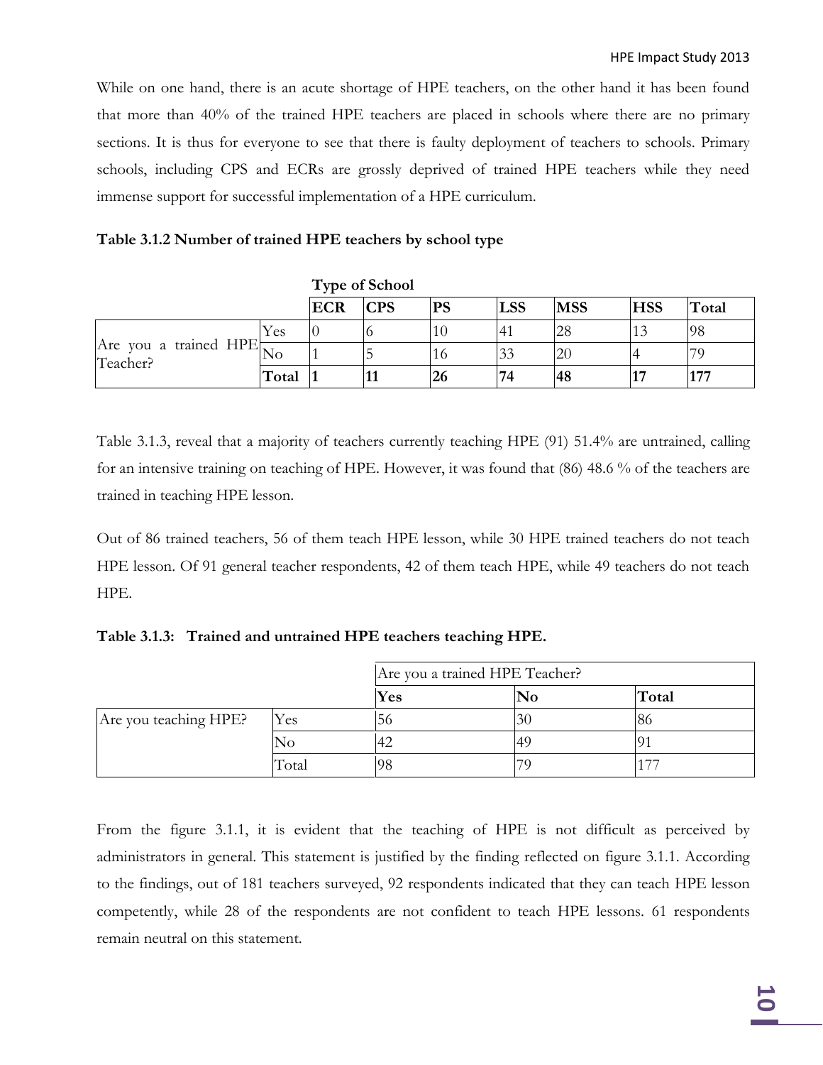While on one hand, there is an acute shortage of HPE teachers, on the other hand it has been found that more than 40% of the trained HPE teachers are placed in schools where there are no primary sections. It is thus for everyone to see that there is faulty deployment of teachers to schools. Primary schools, including CPS and ECRs are grossly deprived of trained HPE teachers while they need immense support for successful implementation of a HPE curriculum.

**Table 3.1.2 Number of trained HPE teachers by school type**

| | | **Type of School** | | | | | | |
|---|---|---|---|---|---|---|---|---|
| | | **ECR** | **CPS** | **PS** | **LSS** | **MSS** | **HSS** | **Total** |
| Are you a trained HPE Teacher? | Yes | 0 | 6 | 10 | 41 | 28 | 13 | 98 |
| | No | 1 | 5 | 16 | 33 | 20 | 4 | 79 |
| | **Total** | **1** | **11** | **26** | **74** | **48** | **17** | **177** |

Table 3.1.3, reveal that a majority of teachers currently teaching HPE (91) 51.4% are untrained, calling for an intensive training on teaching of HPE. However, it was found that (86) 48.6 % of the teachers are trained in teaching HPE lesson.

Out of 86 trained teachers, 56 of them teach HPE lesson, while 30 HPE trained teachers do not teach HPE lesson. Of 91 general teacher respondents, 42 of them teach HPE, while 49 teachers do not teach HPE.

**Table 3.1.3: Trained and untrained HPE teachers teaching HPE.**

| | | Are you a trained HPE Teacher? | | |
|---|---|---|---|---|
| | | **Yes** | **No** | **Total** |
| Are you teaching HPE? | Yes | 56 | 30 | 86 |
| | No | 42 | 49 | 91 |
| | Total | 98 | 79 | 177 |

From the figure 3.1.1, it is evident that the teaching of HPE is not difficult as perceived by administrators in general. This statement is justified by the finding reflected on figure 3.1.1. According to the findings, out of 181 teachers surveyed, 92 respondents indicated that they can teach HPE lesson competently, while 28 of the respondents are not confident to teach HPE lessons. 61 respondents remain neutral on this statement.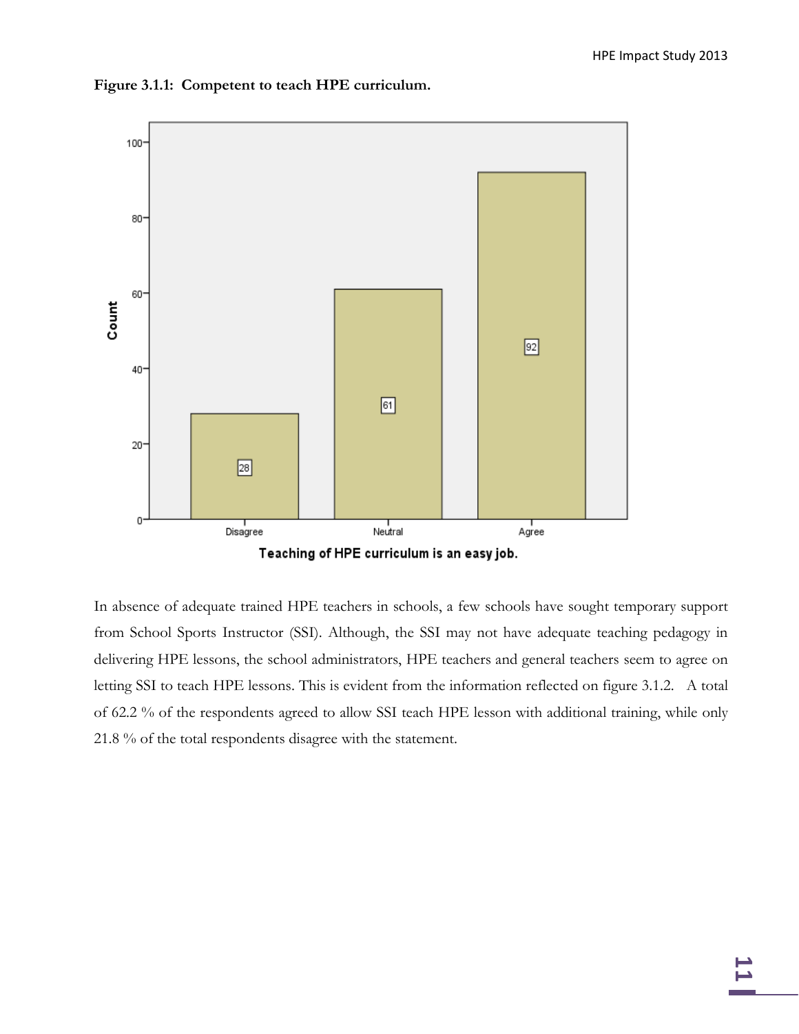**Figure 3.1.1: Competent to teach HPE curriculum.**

In absence of adequate trained HPE teachers in schools, a few schools have sought temporary support from School Sports Instructor (SSI). Although, the SSI may not have adequate teaching pedagogy in delivering HPE lessons, the school administrators, HPE teachers and general teachers seem to agree on letting SSI to teach HPE lessons. This is evident from the information reflected on figure 3.1.2. A total of 62.2 % of the respondents agreed to allow SSI teach HPE lesson with additional training, while only 21.8 % of the total respondents disagree with the statement.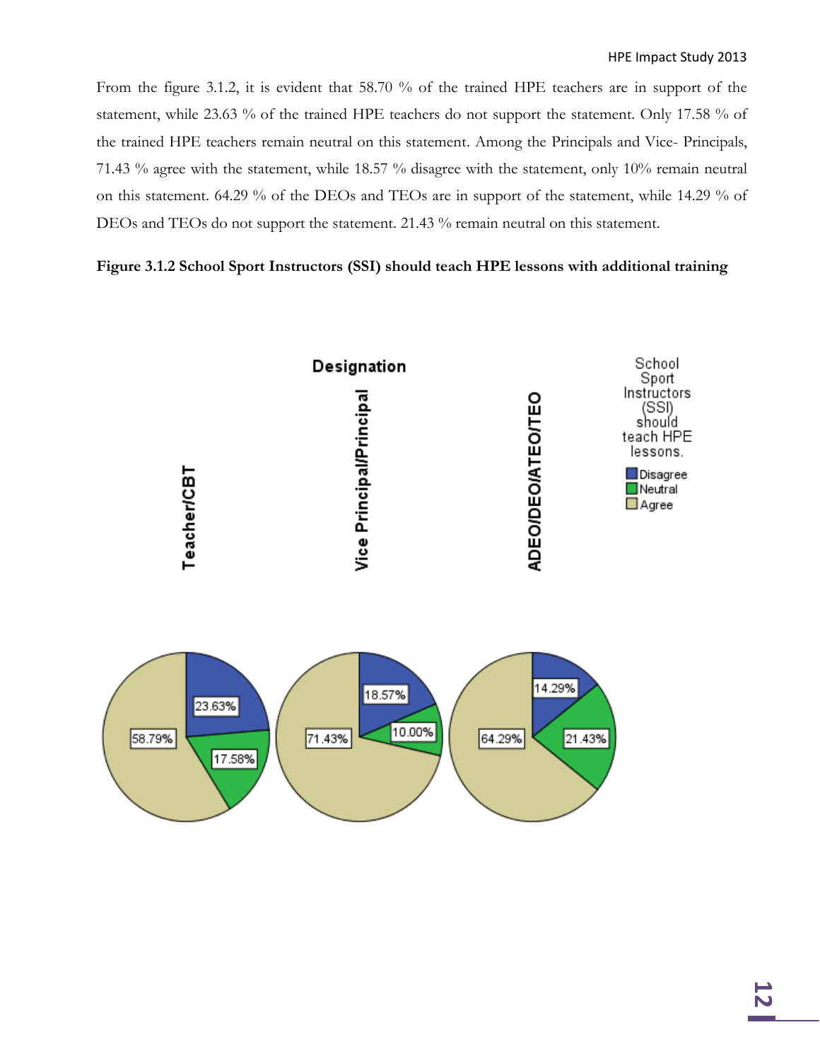From the figure 3.1.2, it is evident that 58.70 % of the trained HPE teachers are in support of the statement, while 23.63 % of the trained HPE teachers do not support the statement. Only 17.58 % of the trained HPE teachers remain neutral on this statement. Among the Principals and Vice- Principals, 71.43 % agree with the statement, while 18.57 % disagree with the statement, only 10% remain neutral on this statement. 64.29 % of the DEOs and TEOs are in support of the statement, while 14.29 % of DEOs and TEOs do not support the statement. 21.43 % remain neutral on this statement.

**Figure 3.1.2 School Sport Instructors (SSI) should teach HPE lessons with additional training**

Designation

| School Sport Instructors (SSI) should teach HPE lessons. | Teacher/CBT | Vice Principal/Principal | ADEO/DEO/ATEO/TEO |
| --- | --- | --- | --- |
| Disagree | 23.63% | 18.57% | 14.29% |
| Neutral | 17.58% | 10.00% | 21.43% |
| Agree | 58.79% | 71.43% | 64.29% |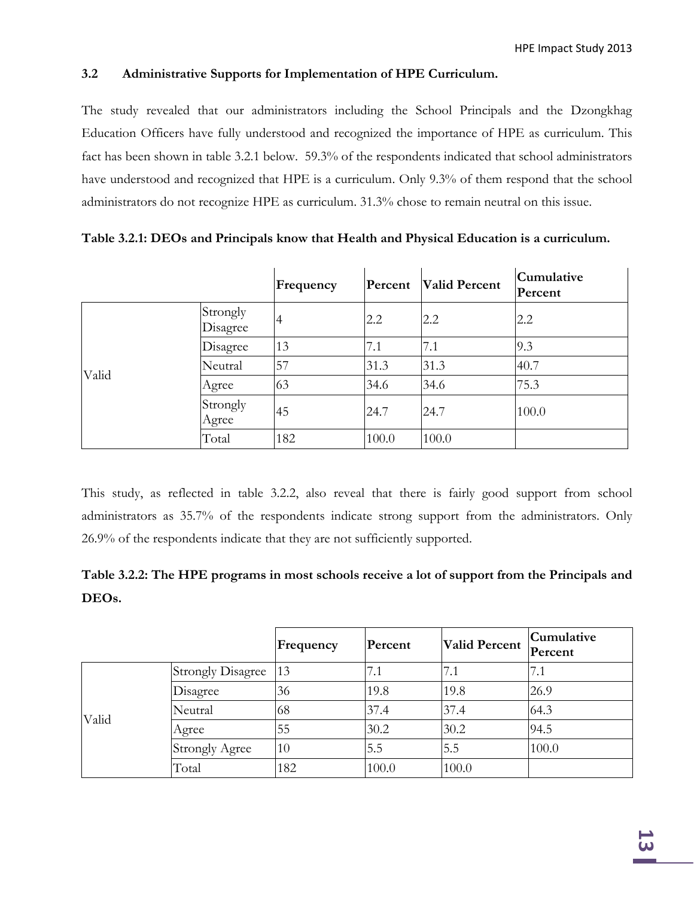### 3.2 Administrative Supports for Implementation of HPE Curriculum.

The study revealed that our administrators including the School Principals and the Dzongkhag Education Officers have fully understood and recognized the importance of HPE as curriculum. This fact has been shown in table 3.2.1 below. 59.3% of the respondents indicated that school administrators have understood and recognized that HPE is a curriculum. Only 9.3% of them respond that the school administrators do not recognize HPE as curriculum. 31.3% chose to remain neutral on this issue.

**Table 3.2.1: DEOs and Principals know that Health and Physical Education is a curriculum.**

| | | Frequency | Percent | Valid Percent | Cumulative Percent |
|---|---|---|---|---|---|
| Valid | Strongly Disagree | 4 | 2.2 | 2.2 | 2.2 |
| | Disagree | 13 | 7.1 | 7.1 | 9.3 |
| | Neutral | 57 | 31.3 | 31.3 | 40.7 |
| | Agree | 63 | 34.6 | 34.6 | 75.3 |
| | Strongly Agree | 45 | 24.7 | 24.7 | 100.0 |
| | Total | 182 | 100.0 | 100.0 | |

This study, as reflected in table 3.2.2, also reveal that there is fairly good support from school administrators as 35.7% of the respondents indicate strong support from the administrators. Only 26.9% of the respondents indicate that they are not sufficiently supported.

**Table 3.2.2: The HPE programs in most schools receive a lot of support from the Principals and DEOs.**

| | | Frequency | Percent | Valid Percent | Cumulative Percent |
|---|---|---|---|---|---|
| Valid | Strongly Disagree | 13 | 7.1 | 7.1 | 7.1 |
| | Disagree | 36 | 19.8 | 19.8 | 26.9 |
| | Neutral | 68 | 37.4 | 37.4 | 64.3 |
| | Agree | 55 | 30.2 | 30.2 | 94.5 |
| | Strongly Agree | 10 | 5.5 | 5.5 | 100.0 |
| | Total | 182 | 100.0 | 100.0 | |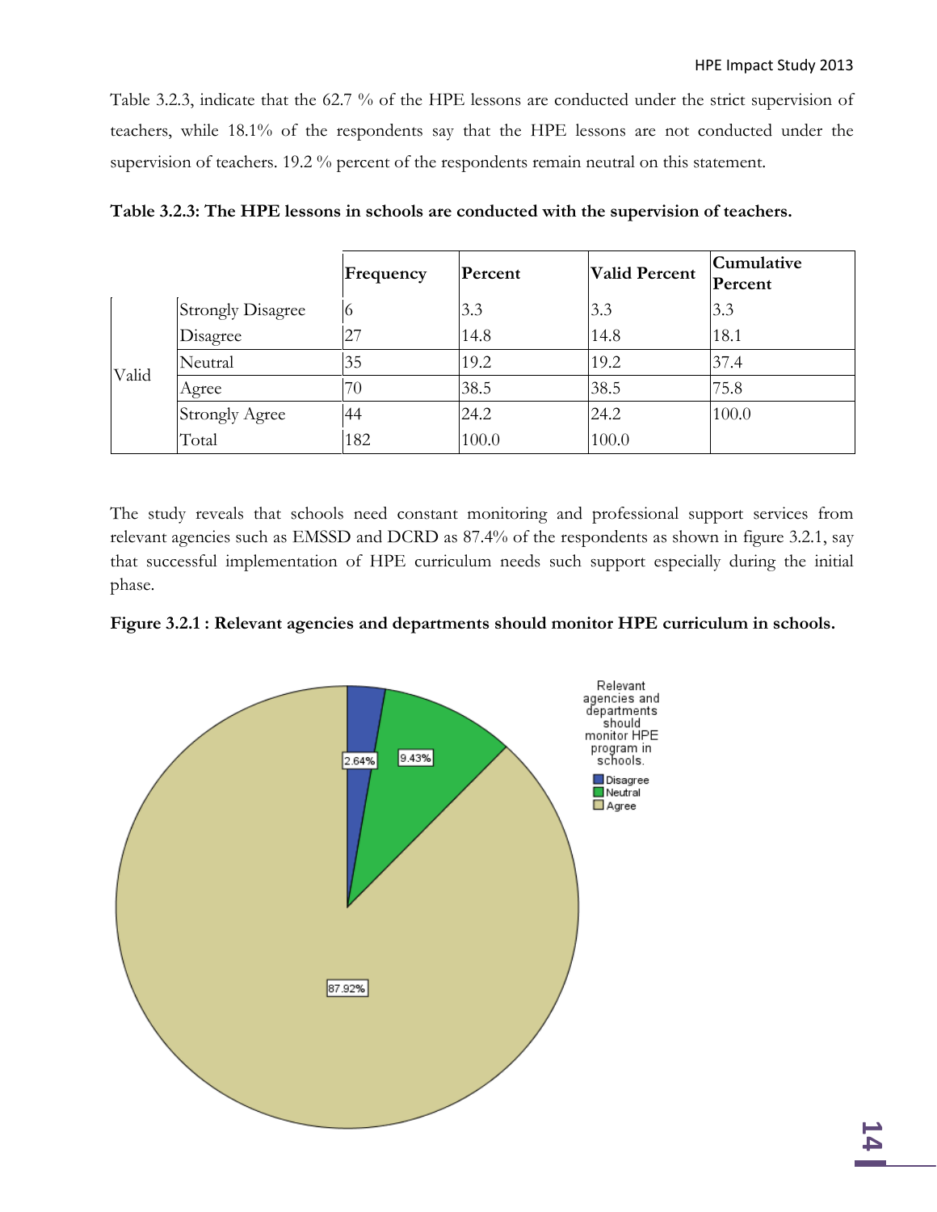Table 3.2.3, indicate that the 62.7 % of the HPE lessons are conducted under the strict supervision of teachers, while 18.1% of the respondents say that the HPE lessons are not conducted under the supervision of teachers. 19.2 % percent of the respondents remain neutral on this statement.

**Table 3.2.3: The HPE lessons in schools are conducted with the supervision of teachers.**

| | | Frequency | Percent | Valid Percent | Cumulative Percent |
|---|---|---|---|---|---|
| Valid | Strongly Disagree | 6 | 3.3 | 3.3 | 3.3 |
| | Disagree | 27 | 14.8 | 14.8 | 18.1 |
| | Neutral | 35 | 19.2 | 19.2 | 37.4 |
| | Agree | 70 | 38.5 | 38.5 | 75.8 |
| | Strongly Agree | 44 | 24.2 | 24.2 | 100.0 |
| | Total | 182 | 100.0 | 100.0 | |

The study reveals that schools need constant monitoring and professional support services from relevant agencies such as EMSSD and DCRD as 87.4% of the respondents as shown in figure 3.2.1, say that successful implementation of HPE curriculum needs such support especially during the initial phase.

**Figure 3.2.1 : Relevant agencies and departments should monitor HPE curriculum in schools.**

Relevant agencies and departments should monitor HPE program in schools.

- Disagree: 2.64%
- Neutral: 9.43%
- Agree: 87.92%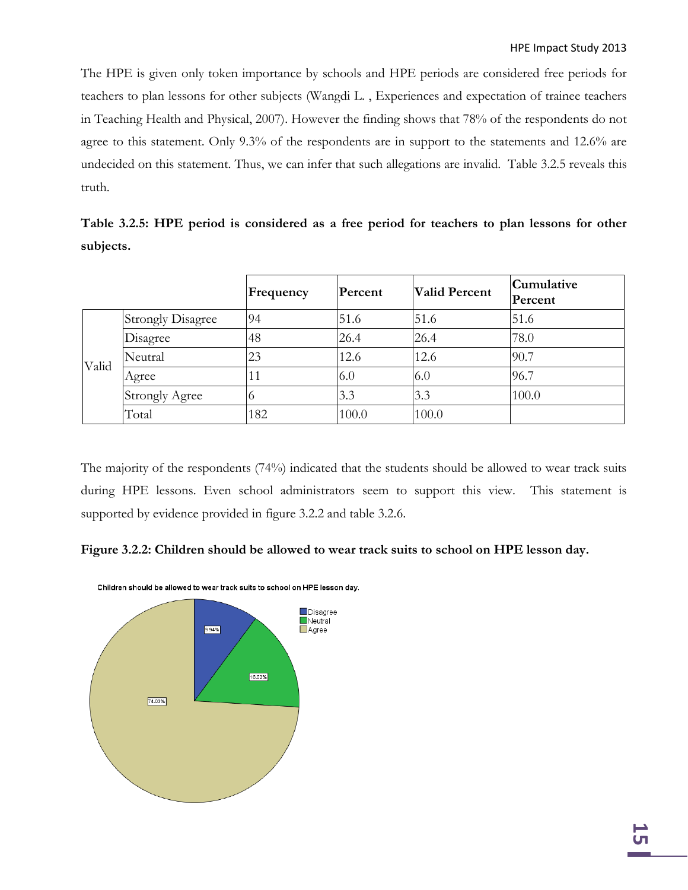The HPE is given only token importance by schools and HPE periods are considered free periods for teachers to plan lessons for other subjects (Wangdi L. , Experiences and expectation of trainee teachers in Teaching Health and Physical, 2007). However the finding shows that 78% of the respondents do not agree to this statement. Only 9.3% of the respondents are in support to the statements and 12.6% are undecided on this statement. Thus, we can infer that such allegations are invalid. Table 3.2.5 reveals this truth.

**Table 3.2.5: HPE period is considered as a free period for teachers to plan lessons for other subjects.**

| | | Frequency | Percent | Valid Percent | Cumulative Percent |
|---|---|---|---|---|---|
| Valid | Strongly Disagree | 94 | 51.6 | 51.6 | 51.6 |
| | Disagree | 48 | 26.4 | 26.4 | 78.0 |
| | Neutral | 23 | 12.6 | 12.6 | 90.7 |
| | Agree | 11 | 6.0 | 6.0 | 96.7 |
| | Strongly Agree | 6 | 3.3 | 3.3 | 100.0 |
| | Total | 182 | 100.0 | 100.0 | |

The majority of the respondents (74%) indicated that the students should be allowed to wear track suits during HPE lessons. Even school administrators seem to support this view. This statement is supported by evidence provided in figure 3.2.2 and table 3.2.6.

**Figure 3.2.2: Children should be allowed to wear track suits to school on HPE lesson day.**

Children should be allowed to wear track suits to school on HPE lesson day.

Disagree: 9.94%
Neutral: 16.02%
Agree: 74.03%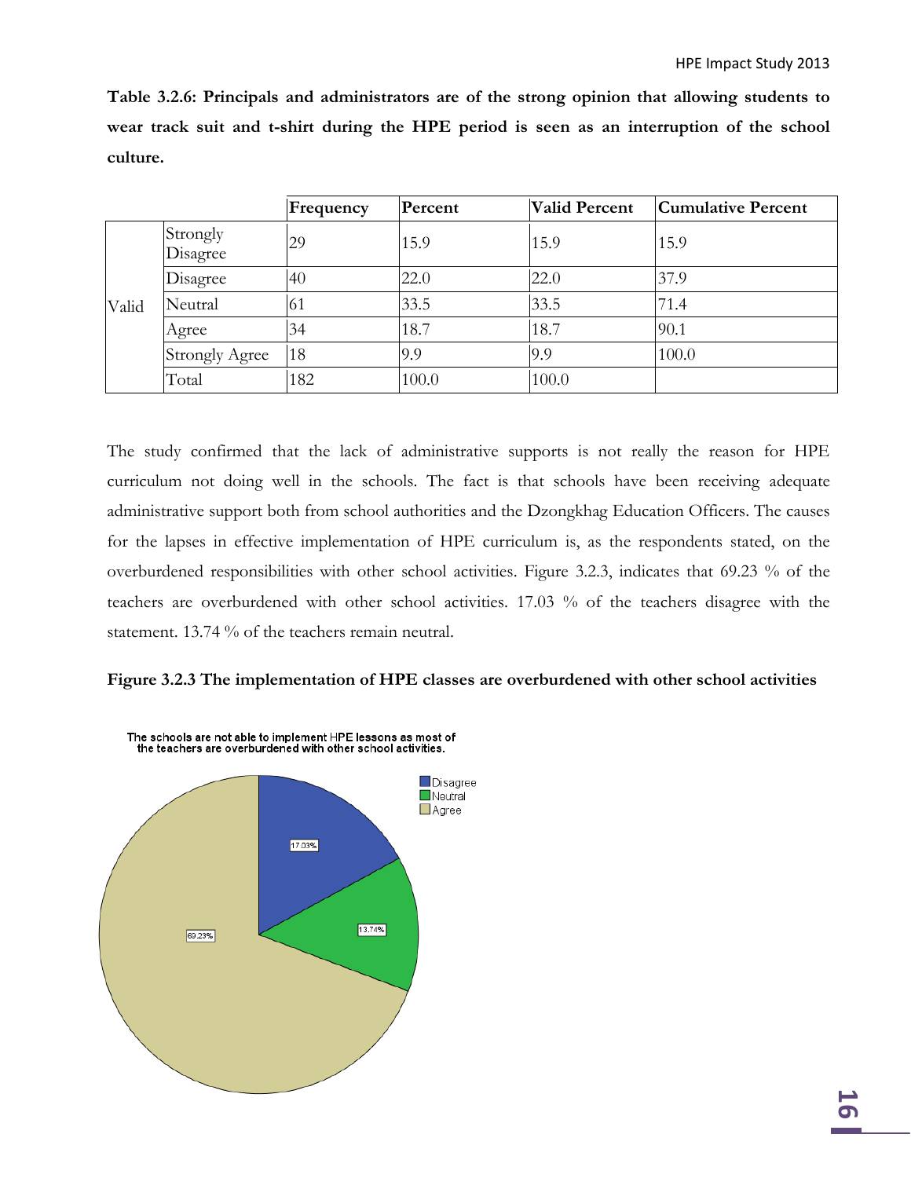**Table 3.2.6: Principals and administrators are of the strong opinion that allowing students to wear track suit and t-shirt during the HPE period is seen as an interruption of the school culture.**

| | | Frequency | Percent | Valid Percent | Cumulative Percent |
|---|---|---|---|---|---|
| Valid | Strongly Disagree | 29 | 15.9 | 15.9 | 15.9 |
| | Disagree | 40 | 22.0 | 22.0 | 37.9 |
| | Neutral | 61 | 33.5 | 33.5 | 71.4 |
| | Agree | 34 | 18.7 | 18.7 | 90.1 |
| | Strongly Agree | 18 | 9.9 | 9.9 | 100.0 |
| | Total | 182 | 100.0 | 100.0 | |

The study confirmed that the lack of administrative supports is not really the reason for HPE curriculum not doing well in the schools. The fact is that schools have been receiving adequate administrative support both from school authorities and the Dzongkhag Education Officers. The causes for the lapses in effective implementation of HPE curriculum is, as the respondents stated, on the overburdened responsibilities with other school activities. Figure 3.2.3, indicates that 69.23 % of the teachers are overburdened with other school activities. 17.03 % of the teachers disagree with the statement. 13.74 % of the teachers remain neutral.

**Figure 3.2.3 The implementation of HPE classes are overburdened with other school activities**

The schools are not able to implement HPE lessons as most of the teachers are overburdened with other school activities.

- Disagree: 17.03%
- Neutral: 13.74%
- Agree: 69.23%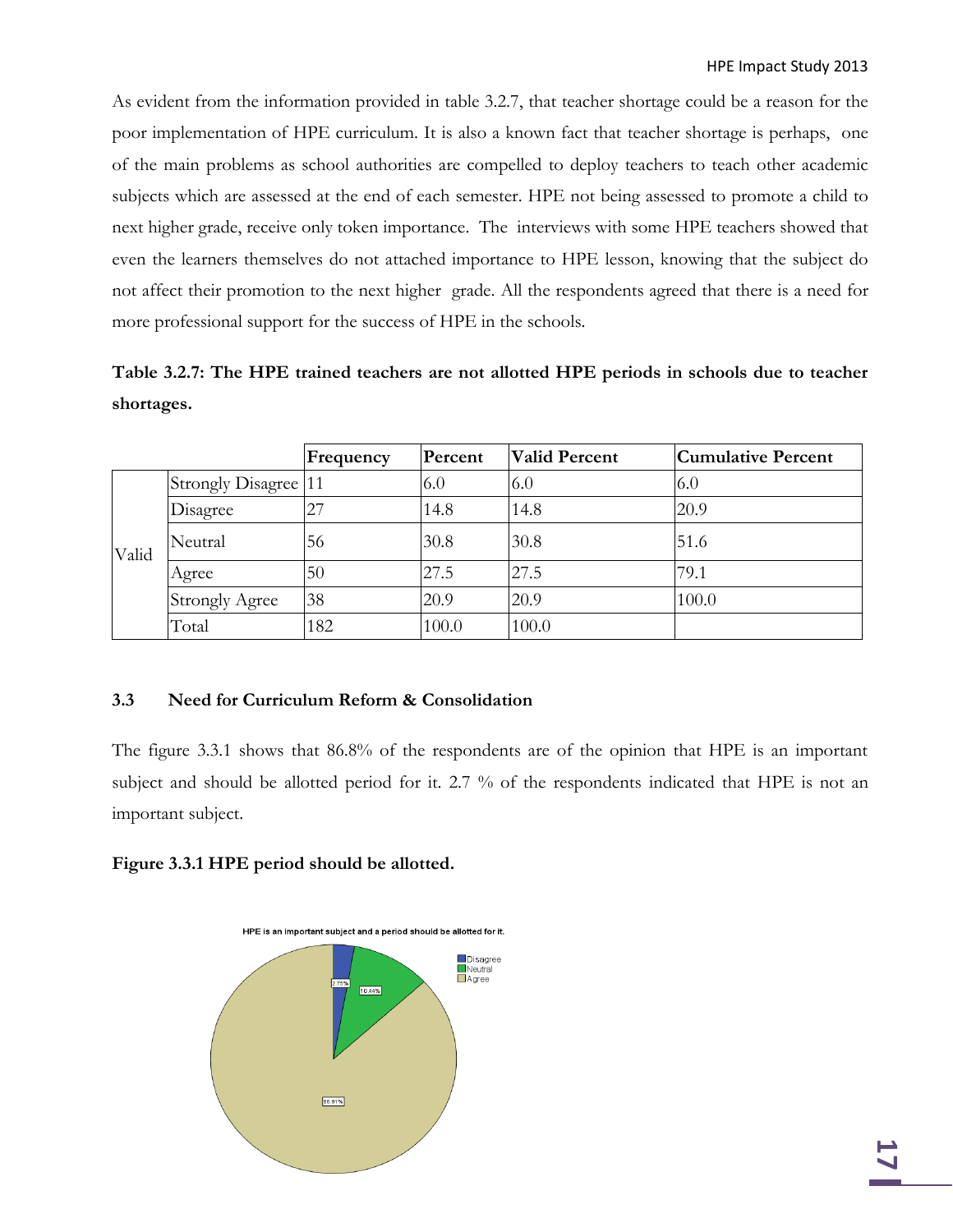As evident from the information provided in table 3.2.7, that teacher shortage could be a reason for the poor implementation of HPE curriculum. It is also a known fact that teacher shortage is perhaps, one of the main problems as school authorities are compelled to deploy teachers to teach other academic subjects which are assessed at the end of each semester. HPE not being assessed to promote a child to next higher grade, receive only token importance. The interviews with some HPE teachers showed that even the learners themselves do not attached importance to HPE lesson, knowing that the subject do not affect their promotion to the next higher grade. All the respondents agreed that there is a need for more professional support for the success of HPE in the schools.

**Table 3.2.7: The HPE trained teachers are not allotted HPE periods in schools due to teacher shortages.**

| | | Frequency | Percent | Valid Percent | Cumulative Percent |
|---|---|---|---|---|---|
| Valid | Strongly Disagree | 11 | 6.0 | 6.0 | 6.0 |
| | Disagree | 27 | 14.8 | 14.8 | 20.9 |
| | Neutral | 56 | 30.8 | 30.8 | 51.6 |
| | Agree | 50 | 27.5 | 27.5 | 79.1 |
| | Strongly Agree | 38 | 20.9 | 20.9 | 100.0 |
| | Total | 182 | 100.0 | 100.0 | |

## 3.3 Need for Curriculum Reform & Consolidation

The figure 3.3.1 shows that 86.8% of the respondents are of the opinion that HPE is an important subject and should be allotted period for it. 2.7 % of the respondents indicated that HPE is not an important subject.

**Figure 3.3.1 HPE period should be allotted.**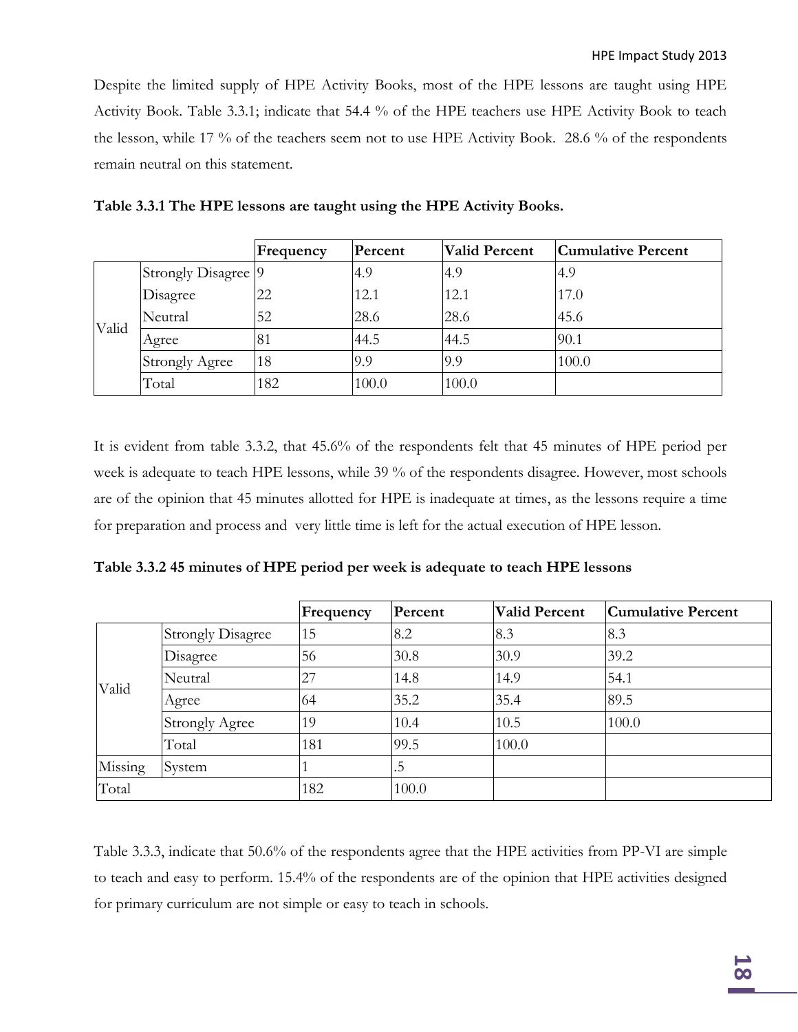Despite the limited supply of HPE Activity Books, most of the HPE lessons are taught using HPE Activity Book. Table 3.3.1; indicate that 54.4 % of the HPE teachers use HPE Activity Book to teach the lesson, while 17 % of the teachers seem not to use HPE Activity Book. 28.6 % of the respondents remain neutral on this statement.

**Table 3.3.1 The HPE lessons are taught using the HPE Activity Books.**

| | | Frequency | Percent | Valid Percent | Cumulative Percent |
|---|---|---|---|---|---|
| Valid | Strongly Disagree | 9 | 4.9 | 4.9 | 4.9 |
| | Disagree | 22 | 12.1 | 12.1 | 17.0 |
| | Neutral | 52 | 28.6 | 28.6 | 45.6 |
| | Agree | 81 | 44.5 | 44.5 | 90.1 |
| | Strongly Agree | 18 | 9.9 | 9.9 | 100.0 |
| | Total | 182 | 100.0 | 100.0 | |

It is evident from table 3.3.2, that 45.6% of the respondents felt that 45 minutes of HPE period per week is adequate to teach HPE lessons, while 39 % of the respondents disagree. However, most schools are of the opinion that 45 minutes allotted for HPE is inadequate at times, as the lessons require a time for preparation and process and very little time is left for the actual execution of HPE lesson.

**Table 3.3.2 45 minutes of HPE period per week is adequate to teach HPE lessons**

| | | Frequency | Percent | Valid Percent | Cumulative Percent |
|---|---|---|---|---|---|
| Valid | Strongly Disagree | 15 | 8.2 | 8.3 | 8.3 |
| | Disagree | 56 | 30.8 | 30.9 | 39.2 |
| | Neutral | 27 | 14.8 | 14.9 | 54.1 |
| | Agree | 64 | 35.2 | 35.4 | 89.5 |
| | Strongly Agree | 19 | 10.4 | 10.5 | 100.0 |
| | Total | 181 | 99.5 | 100.0 | |
| Missing | System | 1 | .5 | | |
| Total | | 182 | 100.0 | | |

Table 3.3.3, indicate that 50.6% of the respondents agree that the HPE activities from PP-VI are simple to teach and easy to perform. 15.4% of the respondents are of the opinion that HPE activities designed for primary curriculum are not simple or easy to teach in schools.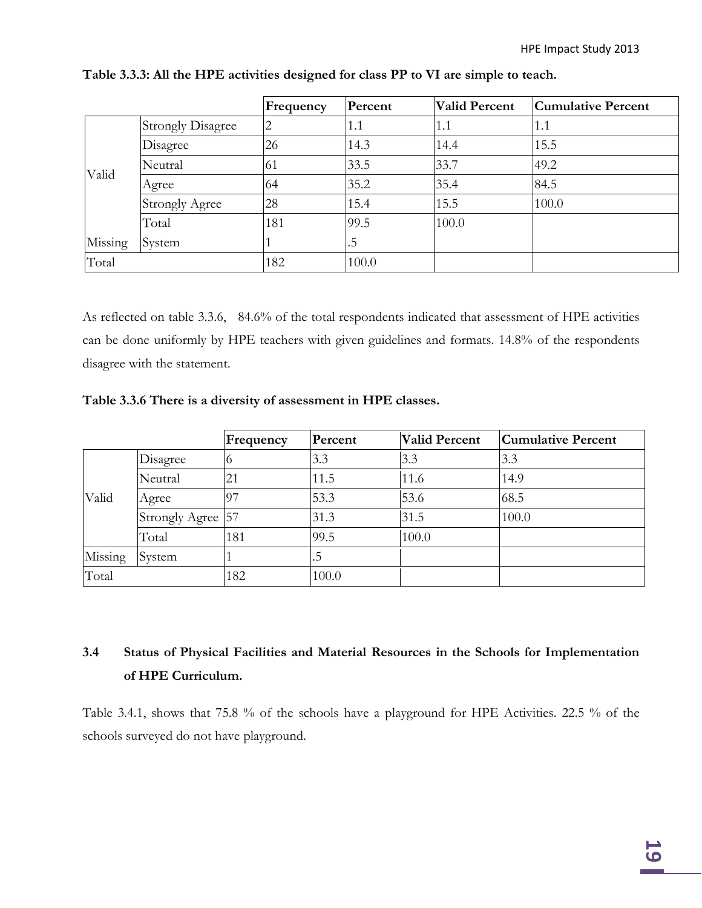**Table 3.3.3: All the HPE activities designed for class PP to VI are simple to teach.**

| | | Frequency | Percent | Valid Percent | Cumulative Percent |
|---|---|---|---|---|---|
| Valid | Strongly Disagree | 2 | 1.1 | 1.1 | 1.1 |
| | Disagree | 26 | 14.3 | 14.4 | 15.5 |
| | Neutral | 61 | 33.5 | 33.7 | 49.2 |
| | Agree | 64 | 35.2 | 35.4 | 84.5 |
| | Strongly Agree | 28 | 15.4 | 15.5 | 100.0 |
| | Total | 181 | 99.5 | 100.0 | |
| Missing | System | 1 | .5 | | |
| Total | | 182 | 100.0 | | |

As reflected on table 3.3.6, 84.6% of the total respondents indicated that assessment of HPE activities can be done uniformly by HPE teachers with given guidelines and formats. 14.8% of the respondents disagree with the statement.

**Table 3.3.6 There is a diversity of assessment in HPE classes.**

| | | Frequency | Percent | Valid Percent | Cumulative Percent |
|---|---|---|---|---|---|
| Valid | Disagree | 6 | 3.3 | 3.3 | 3.3 |
| | Neutral | 21 | 11.5 | 11.6 | 14.9 |
| | Agree | 97 | 53.3 | 53.6 | 68.5 |
| | Strongly Agree | 57 | 31.3 | 31.5 | 100.0 |
| | Total | 181 | 99.5 | 100.0 | |
| Missing | System | 1 | .5 | | |
| Total | | 182 | 100.0 | | |

## 3.4 Status of Physical Facilities and Material Resources in the Schools for Implementation of HPE Curriculum.

Table 3.4.1, shows that 75.8 % of the schools have a playground for HPE Activities. 22.5 % of the schools surveyed do not have playground.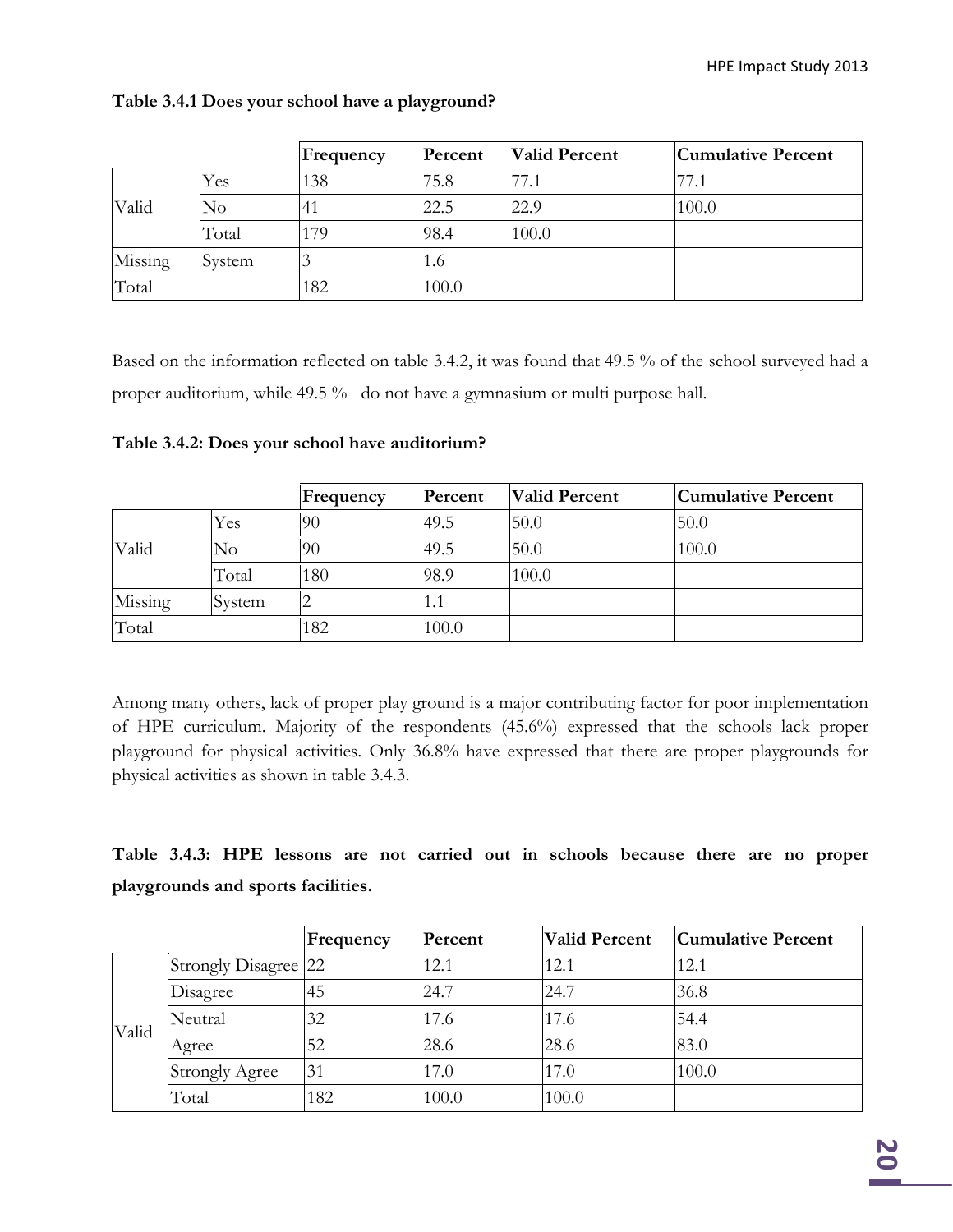**Table 3.4.1 Does your school have a playground?**

| | | Frequency | Percent | Valid Percent | Cumulative Percent |
|---|---|---|---|---|---|
| Valid | Yes | 138 | 75.8 | 77.1 | 77.1 |
| | No | 41 | 22.5 | 22.9 | 100.0 |
| | Total | 179 | 98.4 | 100.0 | |
| Missing | System | 3 | 1.6 | | |
| Total | | 182 | 100.0 | | |

Based on the information reflected on table 3.4.2, it was found that 49.5 % of the school surveyed had a proper auditorium, while 49.5 % do not have a gymnasium or multi purpose hall.

**Table 3.4.2: Does your school have auditorium?**

| | | Frequency | Percent | Valid Percent | Cumulative Percent |
|---|---|---|---|---|---|
| Valid | Yes | 90 | 49.5 | 50.0 | 50.0 |
| | No | 90 | 49.5 | 50.0 | 100.0 |
| | Total | 180 | 98.9 | 100.0 | |
| Missing | System | 2 | 1.1 | | |
| Total | | 182 | 100.0 | | |

Among many others, lack of proper play ground is a major contributing factor for poor implementation of HPE curriculum. Majority of the respondents (45.6%) expressed that the schools lack proper playground for physical activities. Only 36.8% have expressed that there are proper playgrounds for physical activities as shown in table 3.4.3.

**Table 3.4.3: HPE lessons are not carried out in schools because there are no proper playgrounds and sports facilities.**

| | | Frequency | Percent | Valid Percent | Cumulative Percent |
|---|---|---|---|---|---|
| Valid | Strongly Disagree | 22 | 12.1 | 12.1 | 12.1 |
| | Disagree | 45 | 24.7 | 24.7 | 36.8 |
| | Neutral | 32 | 17.6 | 17.6 | 54.4 |
| | Agree | 52 | 28.6 | 28.6 | 83.0 |
| | Strongly Agree | 31 | 17.0 | 17.0 | 100.0 |
| | Total | 182 | 100.0 | 100.0 | |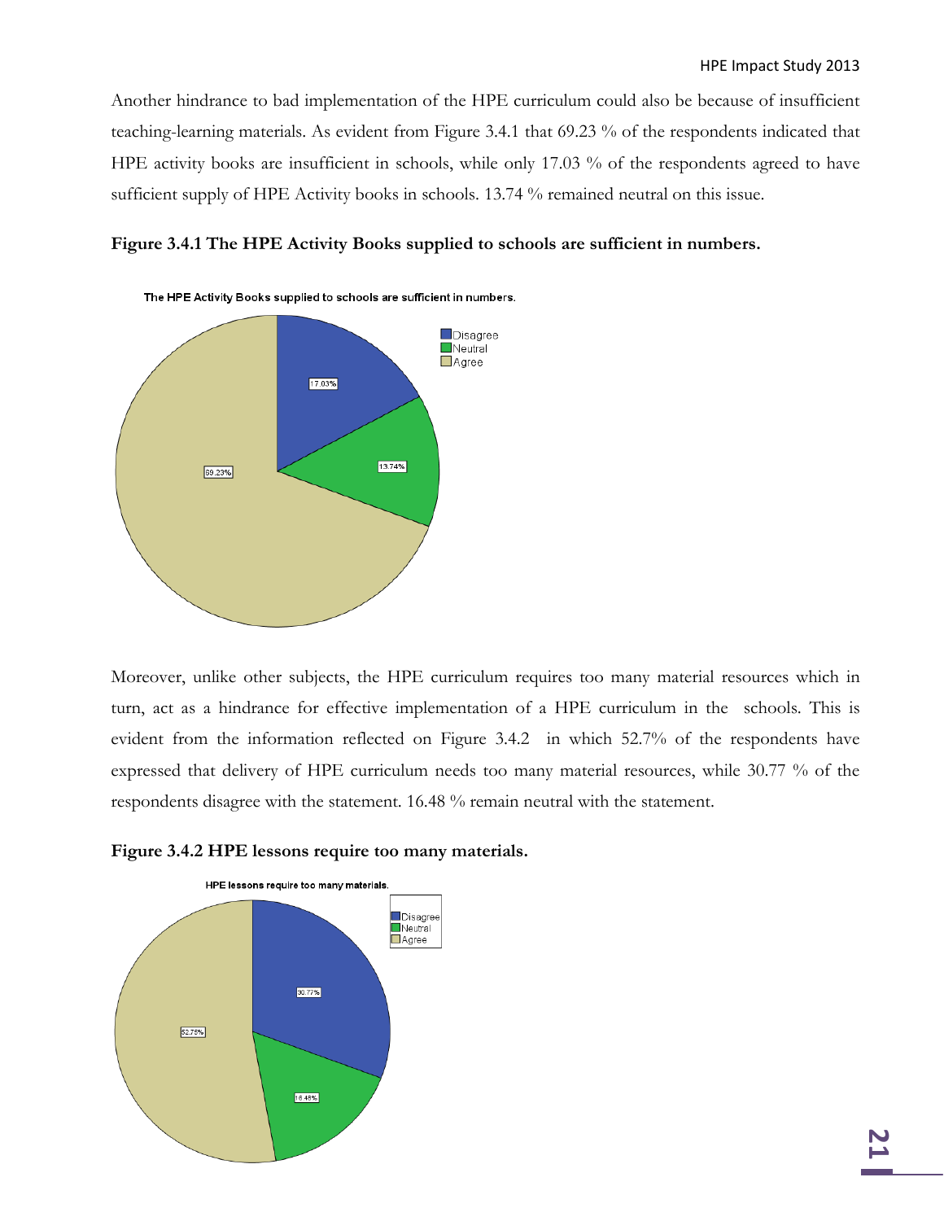Another hindrance to bad implementation of the HPE curriculum could also be because of insufficient teaching-learning materials. As evident from Figure 3.4.1 that 69.23 % of the respondents indicated that HPE activity books are insufficient in schools, while only 17.03 % of the respondents agreed to have sufficient supply of HPE Activity books in schools. 13.74 % remained neutral on this issue.

**Figure 3.4.1 The HPE Activity Books supplied to schools are sufficient in numbers.**

Moreover, unlike other subjects, the HPE curriculum requires too many material resources which in turn, act as a hindrance for effective implementation of a HPE curriculum in the schools. This is evident from the information reflected on Figure 3.4.2 in which 52.7% of the respondents have expressed that delivery of HPE curriculum needs too many material resources, while 30.77 % of the respondents disagree with the statement. 16.48 % remain neutral with the statement.

**Figure 3.4.2 HPE lessons require too many materials.**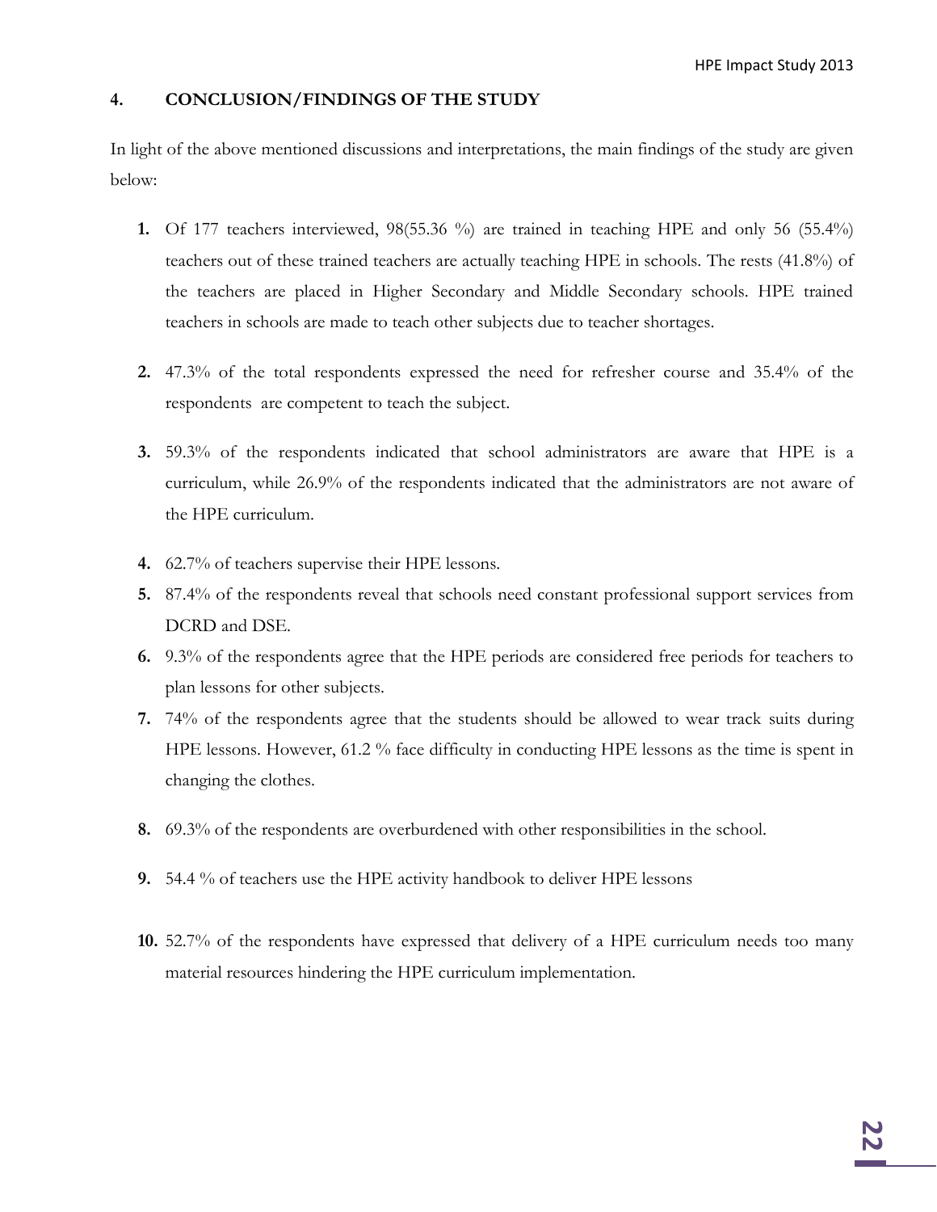## 4. CONCLUSION/FINDINGS OF THE STUDY

In light of the above mentioned discussions and interpretations, the main findings of the study are given below:

1. Of 177 teachers interviewed, 98(55.36 %) are trained in teaching HPE and only 56 (55.4%) teachers out of these trained teachers are actually teaching HPE in schools. The rests (41.8%) of the teachers are placed in Higher Secondary and Middle Secondary schools. HPE trained teachers in schools are made to teach other subjects due to teacher shortages.

2. 47.3% of the total respondents expressed the need for refresher course and 35.4% of the respondents are competent to teach the subject.

3. 59.3% of the respondents indicated that school administrators are aware that HPE is a curriculum, while 26.9% of the respondents indicated that the administrators are not aware of the HPE curriculum.

4. 62.7% of teachers supervise their HPE lessons.
5. 87.4% of the respondents reveal that schools need constant professional support services from DCRD and DSE.
6. 9.3% of the respondents agree that the HPE periods are considered free periods for teachers to plan lessons for other subjects.
7. 74% of the respondents agree that the students should be allowed to wear track suits during HPE lessons. However, 61.2 % face difficulty in conducting HPE lessons as the time is spent in changing the clothes.

8. 69.3% of the respondents are overburdened with other responsibilities in the school.

9. 54.4 % of teachers use the HPE activity handbook to deliver HPE lessons

10. 52.7% of the respondents have expressed that delivery of a HPE curriculum needs too many material resources hindering the HPE curriculum implementation.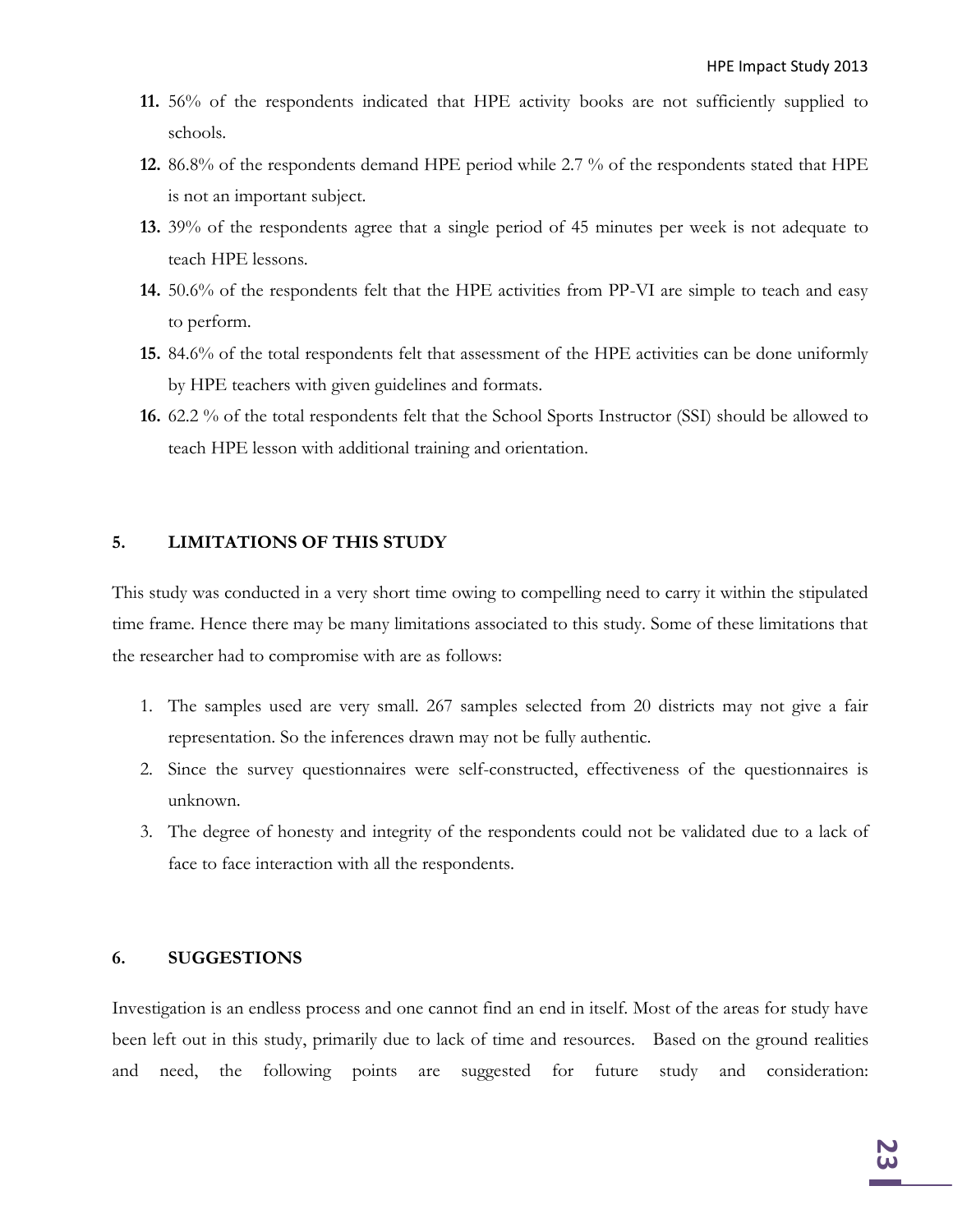11. 56% of the respondents indicated that HPE activity books are not sufficiently supplied to schools.
12. 86.8% of the respondents demand HPE period while 2.7 % of the respondents stated that HPE is not an important subject.
13. 39% of the respondents agree that a single period of 45 minutes per week is not adequate to teach HPE lessons.
14. 50.6% of the respondents felt that the HPE activities from PP-VI are simple to teach and easy to perform.
15. 84.6% of the total respondents felt that assessment of the HPE activities can be done uniformly by HPE teachers with given guidelines and formats.
16. 62.2 % of the total respondents felt that the School Sports Instructor (SSI) should be allowed to teach HPE lesson with additional training and orientation.

## 5. LIMITATIONS OF THIS STUDY

This study was conducted in a very short time owing to compelling need to carry it within the stipulated time frame. Hence there may be many limitations associated to this study. Some of these limitations that the researcher had to compromise with are as follows:

1. The samples used are very small. 267 samples selected from 20 districts may not give a fair representation. So the inferences drawn may not be fully authentic.
2. Since the survey questionnaires were self-constructed, effectiveness of the questionnaires is unknown.
3. The degree of honesty and integrity of the respondents could not be validated due to a lack of face to face interaction with all the respondents.

## 6. SUGGESTIONS

Investigation is an endless process and one cannot find an end in itself. Most of the areas for study have been left out in this study, primarily due to lack of time and resources. Based on the ground realities and need, the following points are suggested for future study and consideration: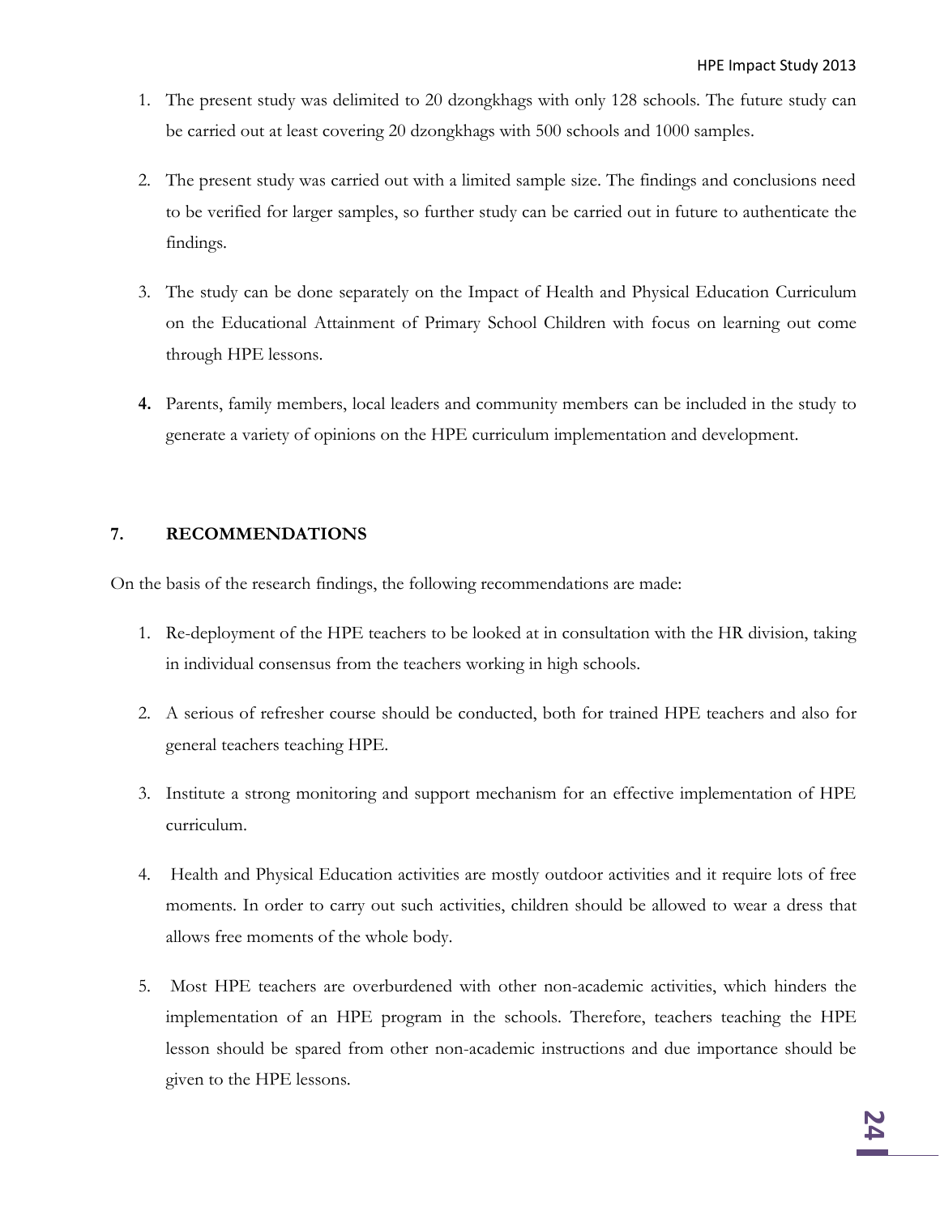1. The present study was delimited to 20 dzongkhags with only 128 schools. The future study can be carried out at least covering 20 dzongkhags with 500 schools and 1000 samples.

2. The present study was carried out with a limited sample size. The findings and conclusions need to be verified for larger samples, so further study can be carried out in future to authenticate the findings.

3. The study can be done separately on the Impact of Health and Physical Education Curriculum on the Educational Attainment of Primary School Children with focus on learning out come through HPE lessons.

4. Parents, family members, local leaders and community members can be included in the study to generate a variety of opinions on the HPE curriculum implementation and development.

## 7. RECOMMENDATIONS

On the basis of the research findings, the following recommendations are made:

1. Re-deployment of the HPE teachers to be looked at in consultation with the HR division, taking in individual consensus from the teachers working in high schools.

2. A serious of refresher course should be conducted, both for trained HPE teachers and also for general teachers teaching HPE.

3. Institute a strong monitoring and support mechanism for an effective implementation of HPE curriculum.

4. Health and Physical Education activities are mostly outdoor activities and it require lots of free moments. In order to carry out such activities, children should be allowed to wear a dress that allows free moments of the whole body.

5. Most HPE teachers are overburdened with other non-academic activities, which hinders the implementation of an HPE program in the schools. Therefore, teachers teaching the HPE lesson should be spared from other non-academic instructions and due importance should be given to the HPE lessons.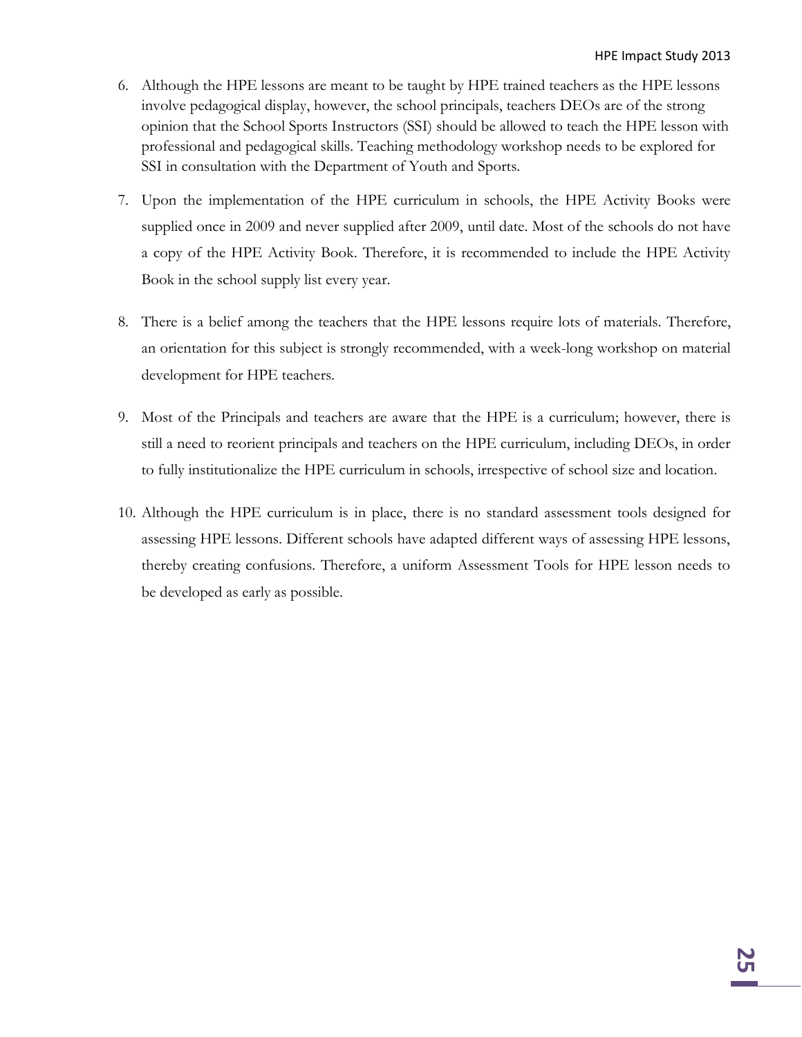6. Although the HPE lessons are meant to be taught by HPE trained teachers as the HPE lessons involve pedagogical display, however, the school principals, teachers DEOs are of the strong opinion that the School Sports Instructors (SSI) should be allowed to teach the HPE lesson with professional and pedagogical skills. Teaching methodology workshop needs to be explored for SSI in consultation with the Department of Youth and Sports.

7. Upon the implementation of the HPE curriculum in schools, the HPE Activity Books were supplied once in 2009 and never supplied after 2009, until date. Most of the schools do not have a copy of the HPE Activity Book. Therefore, it is recommended to include the HPE Activity Book in the school supply list every year.

8. There is a belief among the teachers that the HPE lessons require lots of materials. Therefore, an orientation for this subject is strongly recommended, with a week-long workshop on material development for HPE teachers.

9. Most of the Principals and teachers are aware that the HPE is a curriculum; however, there is still a need to reorient principals and teachers on the HPE curriculum, including DEOs, in order to fully institutionalize the HPE curriculum in schools, irrespective of school size and location.

10. Although the HPE curriculum is in place, there is no standard assessment tools designed for assessing HPE lessons. Different schools have adapted different ways of assessing HPE lessons, thereby creating confusions. Therefore, a uniform Assessment Tools for HPE lesson needs to be developed as early as possible.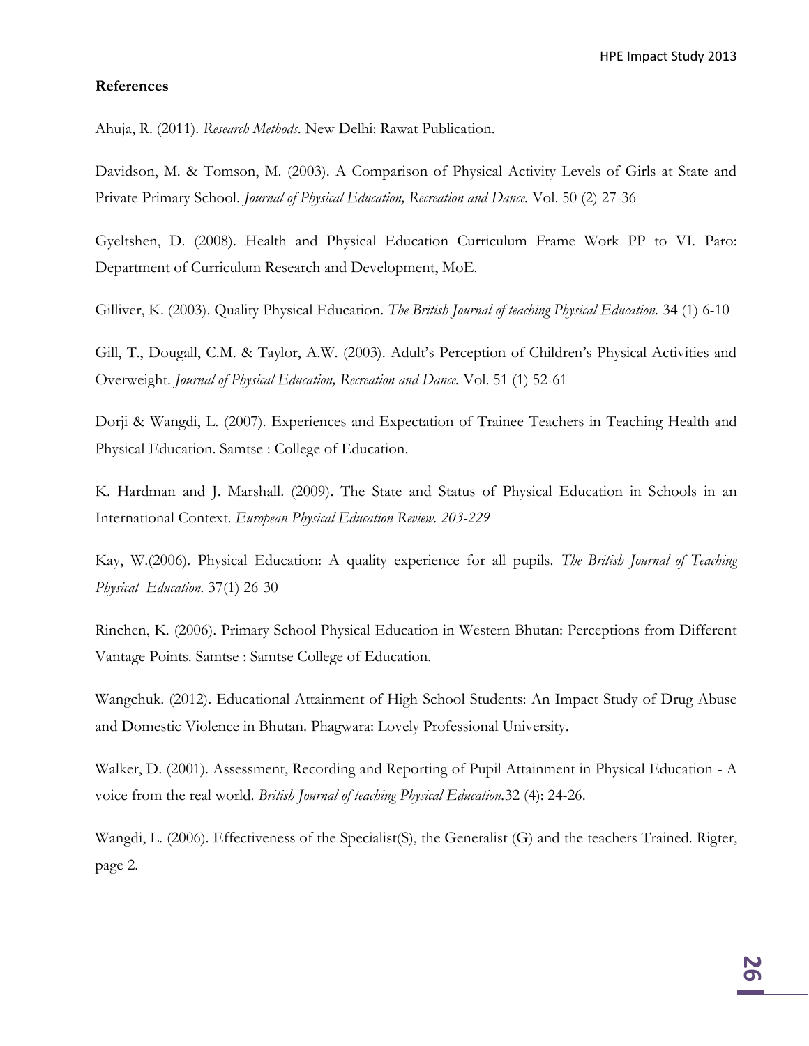**References**

Ahuja, R. (2011). *Research Methods*. New Delhi: Rawat Publication.

Davidson, M. & Tomson, M. (2003). A Comparison of Physical Activity Levels of Girls at State and Private Primary School. *Journal of Physical Education, Recreation and Dance.* Vol. 50 (2) 27-36

Gyeltshen, D. (2008). Health and Physical Education Curriculum Frame Work PP to VI. Paro: Department of Curriculum Research and Development, MoE.

Gilliver, K. (2003). Quality Physical Education. *The British Journal of teaching Physical Education.* 34 (1) 6-10

Gill, T., Dougall, C.M. & Taylor, A.W. (2003). Adult's Perception of Children's Physical Activities and Overweight. *Journal of Physical Education, Recreation and Dance.* Vol. 51 (1) 52-61

Dorji & Wangdi, L. (2007). Experiences and Expectation of Trainee Teachers in Teaching Health and Physical Education. Samtse : College of Education.

K. Hardman and J. Marshall. (2009). The State and Status of Physical Education in Schools in an International Context. *European Physical Education Review. 203-229*

Kay, W.(2006). Physical Education: A quality experience for all pupils. *The British Journal of Teaching Physical Education.* 37(1) 26-30

Rinchen, K. (2006). Primary School Physical Education in Western Bhutan: Perceptions from Different Vantage Points. Samtse : Samtse College of Education.

Wangchuk. (2012). Educational Attainment of High School Students: An Impact Study of Drug Abuse and Domestic Violence in Bhutan. Phagwara: Lovely Professional University.

Walker, D. (2001). Assessment, Recording and Reporting of Pupil Attainment in Physical Education - A voice from the real world. *British Journal of teaching Physical Education.*32 (4): 24-26.

Wangdi, L. (2006). Effectiveness of the Specialist(S), the Generalist (G) and the teachers Trained. Rigter, page 2.